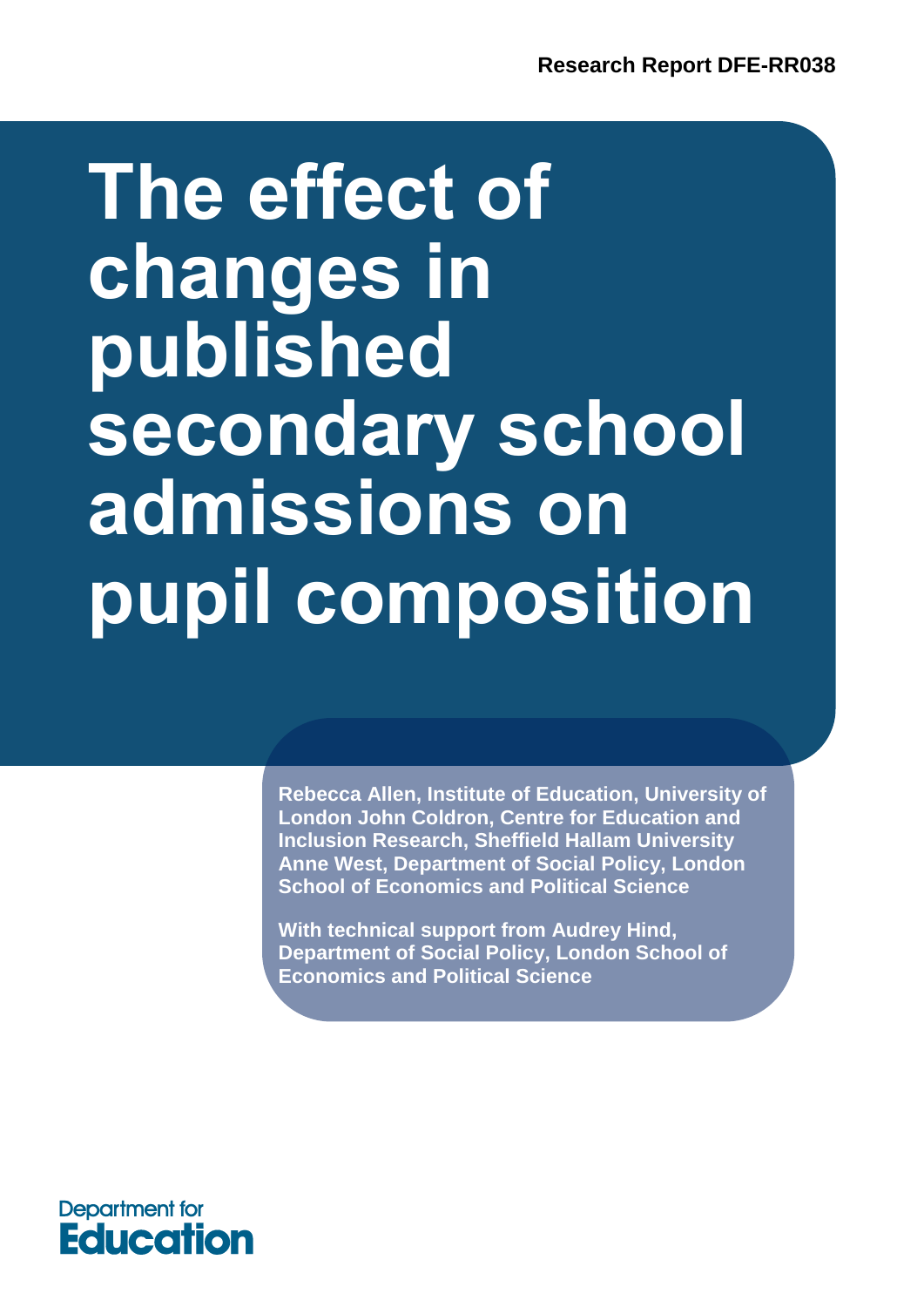Research Report DFE-RR038

# The effect of changes in published secondary school admissions on pupil composition

**Rebecca Allen, Institute of Education, University of London John Coldron, Centre for Education and Inclusion Research, Sheffield Hallam University Anne West, Department of Social Policy, London School of Economics and Political Science**

**With technical support from Audrey Hind, Department of Social Policy, London School of Economics and Political Science**

Department for Education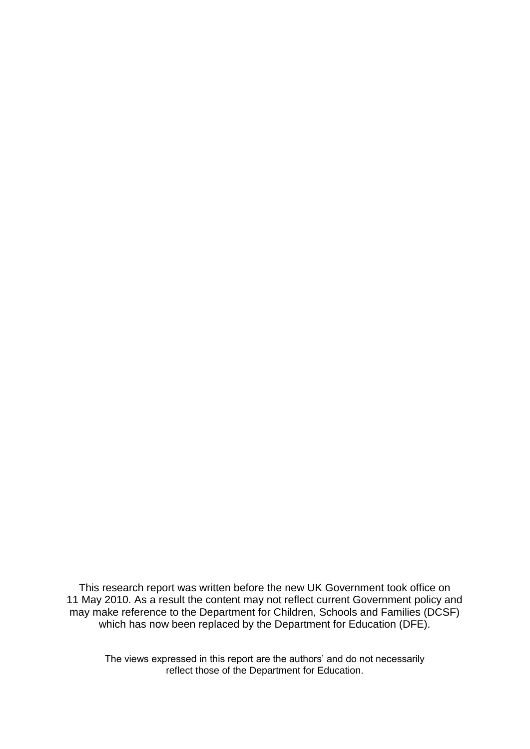This research report was written before the new UK Government took office on 11 May 2010. As a result the content may not reflect current Government policy and may make reference to the Department for Children, Schools and Families (DCSF) which has now been replaced by the Department for Education (DFE).

The views expressed in this report are the authors' and do not necessarily reflect those of the Department for Education.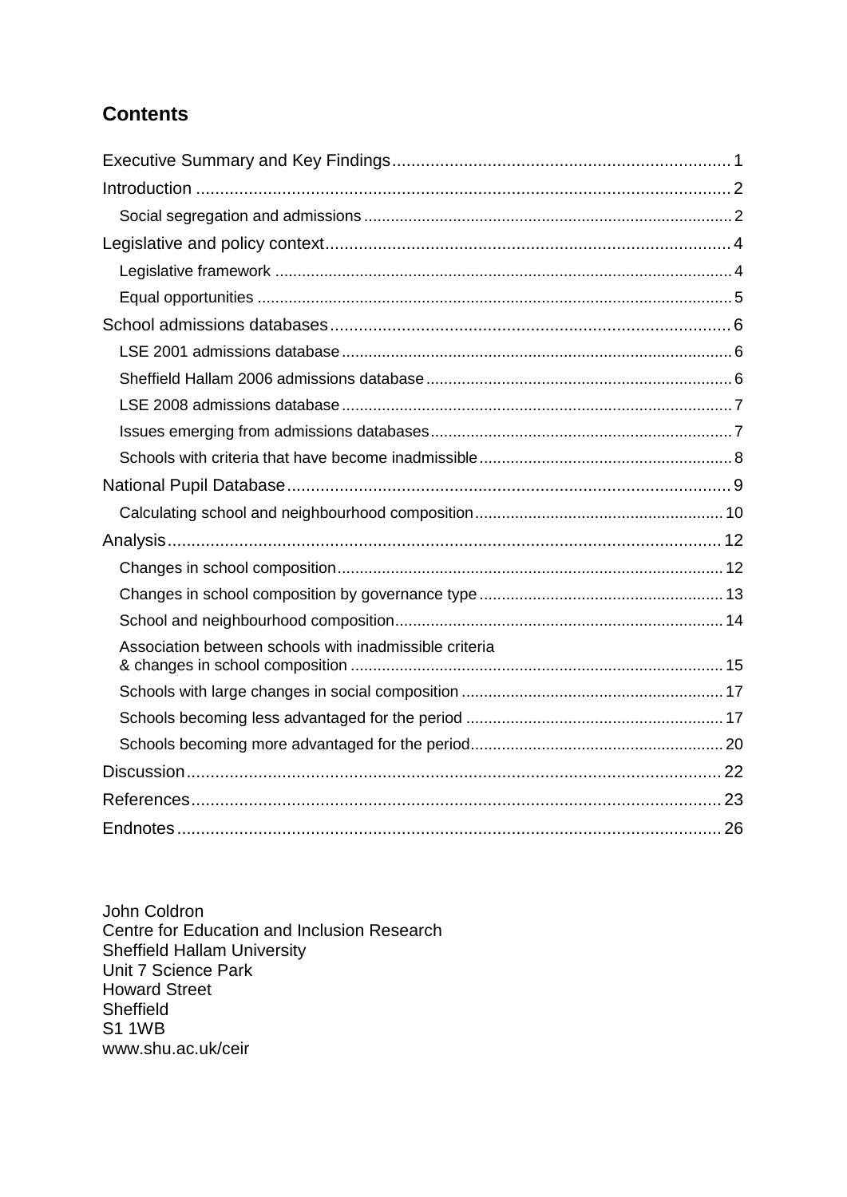## Contents

- Executive Summary and Key Findings ........ 1
- Introduction ........ 2
  - Social segregation and admissions ........ 2
- Legislative and policy context ........ 4
  - Legislative framework ........ 4
  - Equal opportunities ........ 5
- School admissions databases ........ 6
  - LSE 2001 admissions database ........ 6
  - Sheffield Hallam 2006 admissions database ........ 6
  - LSE 2008 admissions database ........ 7
  - Issues emerging from admissions databases ........ 7
  - Schools with criteria that have become inadmissible ........ 8
- National Pupil Database ........ 9
  - Calculating school and neighbourhood composition ........ 10
- Analysis ........ 12
  - Changes in school composition ........ 12
  - Changes in school composition by governance type ........ 13
  - School and neighbourhood composition ........ 14
  - Association between schools with inadmissible criteria & changes in school composition ........ 15
  - Schools with large changes in social composition ........ 17
  - Schools becoming less advantaged for the period ........ 17
  - Schools becoming more advantaged for the period ........ 20
- Discussion ........ 22
- References ........ 23
- Endnotes ........ 26

John Coldron
Centre for Education and Inclusion Research
Sheffield Hallam University
Unit 7 Science Park
Howard Street
Sheffield
S1 1WB
www.shu.ac.uk/ceir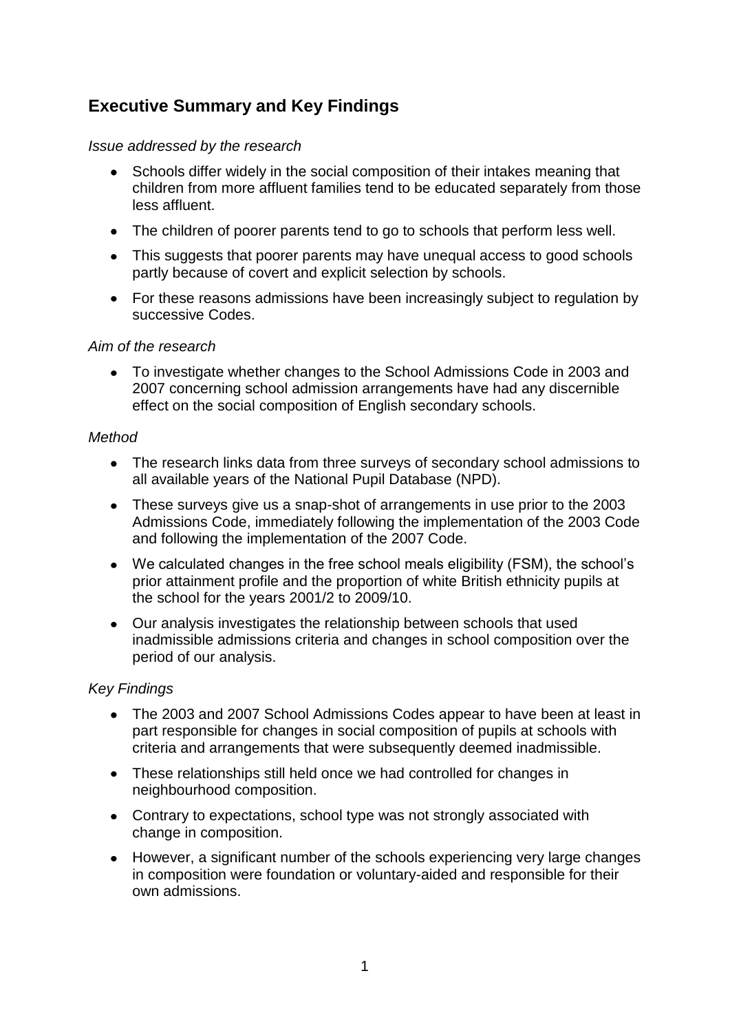## Executive Summary and Key Findings

*Issue addressed by the research*

- Schools differ widely in the social composition of their intakes meaning that children from more affluent families tend to be educated separately from those less affluent.
- The children of poorer parents tend to go to schools that perform less well.
- This suggests that poorer parents may have unequal access to good schools partly because of covert and explicit selection by schools.
- For these reasons admissions have been increasingly subject to regulation by successive Codes.

*Aim of the research*

- To investigate whether changes to the School Admissions Code in 2003 and 2007 concerning school admission arrangements have had any discernible effect on the social composition of English secondary schools.

*Method*

- The research links data from three surveys of secondary school admissions to all available years of the National Pupil Database (NPD).
- These surveys give us a snap-shot of arrangements in use prior to the 2003 Admissions Code, immediately following the implementation of the 2003 Code and following the implementation of the 2007 Code.
- We calculated changes in the free school meals eligibility (FSM), the school's prior attainment profile and the proportion of white British ethnicity pupils at the school for the years 2001/2 to 2009/10.
- Our analysis investigates the relationship between schools that used inadmissible admissions criteria and changes in school composition over the period of our analysis.

*Key Findings*

- The 2003 and 2007 School Admissions Codes appear to have been at least in part responsible for changes in social composition of pupils at schools with criteria and arrangements that were subsequently deemed inadmissible.
- These relationships still held once we had controlled for changes in neighbourhood composition.
- Contrary to expectations, school type was not strongly associated with change in composition.
- However, a significant number of the schools experiencing very large changes in composition were foundation or voluntary-aided and responsible for their own admissions.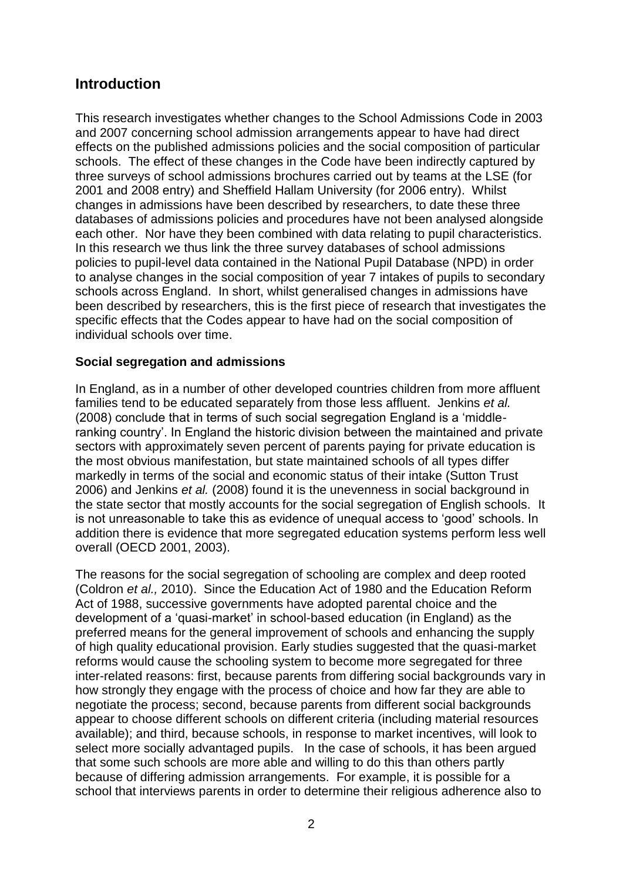## Introduction

This research investigates whether changes to the School Admissions Code in 2003 and 2007 concerning school admission arrangements appear to have had direct effects on the published admissions policies and the social composition of particular schools. The effect of these changes in the Code have been indirectly captured by three surveys of school admissions brochures carried out by teams at the LSE (for 2001 and 2008 entry) and Sheffield Hallam University (for 2006 entry). Whilst changes in admissions have been described by researchers, to date these three databases of admissions policies and procedures have not been analysed alongside each other. Nor have they been combined with data relating to pupil characteristics. In this research we thus link the three survey databases of school admissions policies to pupil-level data contained in the National Pupil Database (NPD) in order to analyse changes in the social composition of year 7 intakes of pupils to secondary schools across England. In short, whilst generalised changes in admissions have been described by researchers, this is the first piece of research that investigates the specific effects that the Codes appear to have had on the social composition of individual schools over time.

### Social segregation and admissions

In England, as in a number of other developed countries children from more affluent families tend to be educated separately from those less affluent. Jenkins *et al.* (2008) conclude that in terms of such social segregation England is a 'middle-ranking country'. In England the historic division between the maintained and private sectors with approximately seven percent of parents paying for private education is the most obvious manifestation, but state maintained schools of all types differ markedly in terms of the social and economic status of their intake (Sutton Trust 2006) and Jenkins *et al.* (2008) found it is the unevenness in social background in the state sector that mostly accounts for the social segregation of English schools. It is not unreasonable to take this as evidence of unequal access to 'good' schools. In addition there is evidence that more segregated education systems perform less well overall (OECD 2001, 2003).

The reasons for the social segregation of schooling are complex and deep rooted (Coldron *et al.,* 2010). Since the Education Act of 1980 and the Education Reform Act of 1988, successive governments have adopted parental choice and the development of a 'quasi-market' in school-based education (in England) as the preferred means for the general improvement of schools and enhancing the supply of high quality educational provision. Early studies suggested that the quasi-market reforms would cause the schooling system to become more segregated for three inter-related reasons: first, because parents from differing social backgrounds vary in how strongly they engage with the process of choice and how far they are able to negotiate the process; second, because parents from different social backgrounds appear to choose different schools on different criteria (including material resources available); and third, because schools, in response to market incentives, will look to select more socially advantaged pupils. In the case of schools, it has been argued that some such schools are more able and willing to do this than others partly because of differing admission arrangements. For example, it is possible for a school that interviews parents in order to determine their religious adherence also to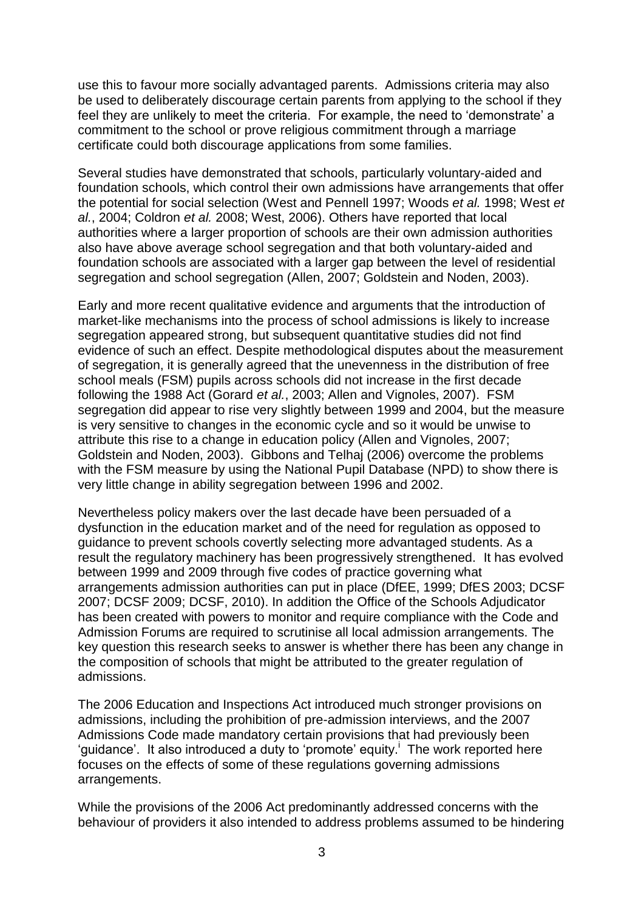use this to favour more socially advantaged parents. Admissions criteria may also be used to deliberately discourage certain parents from applying to the school if they feel they are unlikely to meet the criteria. For example, the need to 'demonstrate' a commitment to the school or prove religious commitment through a marriage certificate could both discourage applications from some families.

Several studies have demonstrated that schools, particularly voluntary-aided and foundation schools, which control their own admissions have arrangements that offer the potential for social selection (West and Pennell 1997; Woods *et al.* 1998; West *et al.*, 2004; Coldron *et al.* 2008; West, 2006). Others have reported that local authorities where a larger proportion of schools are their own admission authorities also have above average school segregation and that both voluntary-aided and foundation schools are associated with a larger gap between the level of residential segregation and school segregation (Allen, 2007; Goldstein and Noden, 2003).

Early and more recent qualitative evidence and arguments that the introduction of market-like mechanisms into the process of school admissions is likely to increase segregation appeared strong, but subsequent quantitative studies did not find evidence of such an effect. Despite methodological disputes about the measurement of segregation, it is generally agreed that the unevenness in the distribution of free school meals (FSM) pupils across schools did not increase in the first decade following the 1988 Act (Gorard *et al.*, 2003; Allen and Vignoles, 2007). FSM segregation did appear to rise very slightly between 1999 and 2004, but the measure is very sensitive to changes in the economic cycle and so it would be unwise to attribute this rise to a change in education policy (Allen and Vignoles, 2007; Goldstein and Noden, 2003). Gibbons and Telhaj (2006) overcome the problems with the FSM measure by using the National Pupil Database (NPD) to show there is very little change in ability segregation between 1996 and 2002.

Nevertheless policy makers over the last decade have been persuaded of a dysfunction in the education market and of the need for regulation as opposed to guidance to prevent schools covertly selecting more advantaged students. As a result the regulatory machinery has been progressively strengthened. It has evolved between 1999 and 2009 through five codes of practice governing what arrangements admission authorities can put in place (DfEE, 1999; DfES 2003; DCSF 2007; DCSF 2009; DCSF, 2010). In addition the Office of the Schools Adjudicator has been created with powers to monitor and require compliance with the Code and Admission Forums are required to scrutinise all local admission arrangements. The key question this research seeks to answer is whether there has been any change in the composition of schools that might be attributed to the greater regulation of admissions.

The 2006 Education and Inspections Act introduced much stronger provisions on admissions, including the prohibition of pre-admission interviews, and the 2007 Admissions Code made mandatory certain provisions that had previously been 'guidance'. It also introduced a duty to 'promote' equity.[i] The work reported here focuses on the effects of some of these regulations governing admissions arrangements.

While the provisions of the 2006 Act predominantly addressed concerns with the behaviour of providers it also intended to address problems assumed to be hindering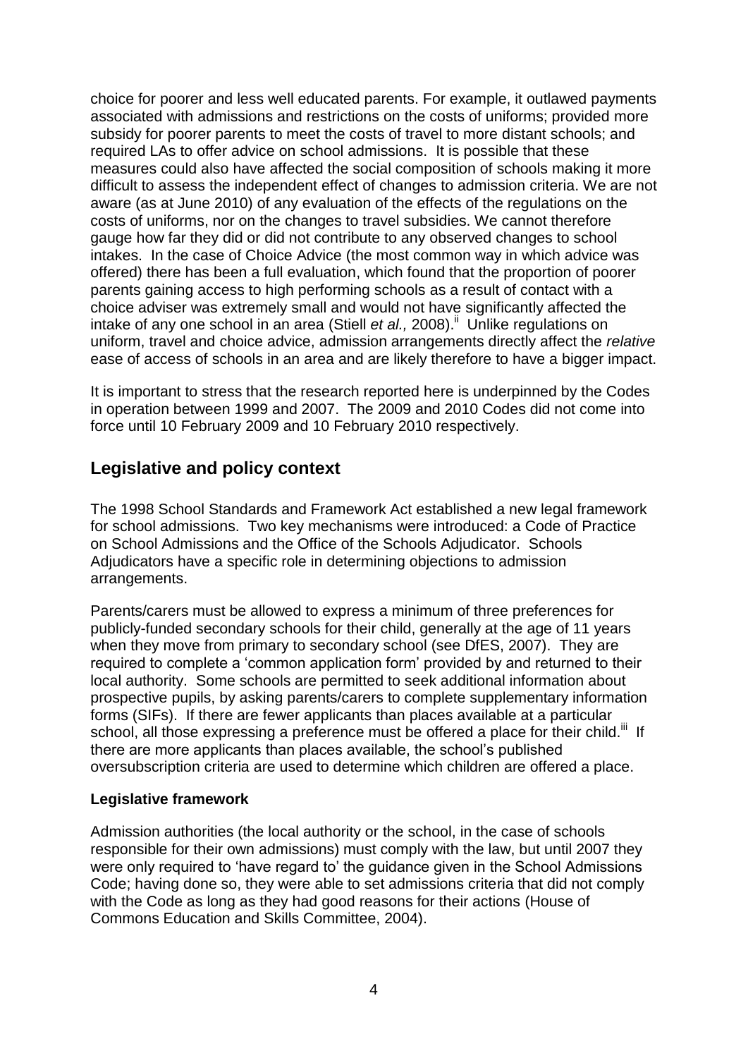choice for poorer and less well educated parents. For example, it outlawed payments associated with admissions and restrictions on the costs of uniforms; provided more subsidy for poorer parents to meet the costs of travel to more distant schools; and required LAs to offer advice on school admissions. It is possible that these measures could also have affected the social composition of schools making it more difficult to assess the independent effect of changes to admission criteria. We are not aware (as at June 2010) of any evaluation of the effects of the regulations on the costs of uniforms, nor on the changes to travel subsidies. We cannot therefore gauge how far they did or did not contribute to any observed changes to school intakes. In the case of Choice Advice (the most common way in which advice was offered) there has been a full evaluation, which found that the proportion of poorer parents gaining access to high performing schools as a result of contact with a choice adviser was extremely small and would not have significantly affected the intake of any one school in an area (Stiell *et al.,* 2008).[ii] Unlike regulations on uniform, travel and choice advice, admission arrangements directly affect the *relative* ease of access of schools in an area and are likely therefore to have a bigger impact.

It is important to stress that the research reported here is underpinned by the Codes in operation between 1999 and 2007. The 2009 and 2010 Codes did not come into force until 10 February 2009 and 10 February 2010 respectively.

## Legislative and policy context

The 1998 School Standards and Framework Act established a new legal framework for school admissions. Two key mechanisms were introduced: a Code of Practice on School Admissions and the Office of the Schools Adjudicator. Schools Adjudicators have a specific role in determining objections to admission arrangements.

Parents/carers must be allowed to express a minimum of three preferences for publicly-funded secondary schools for their child, generally at the age of 11 years when they move from primary to secondary school (see DfES, 2007). They are required to complete a 'common application form' provided by and returned to their local authority. Some schools are permitted to seek additional information about prospective pupils, by asking parents/carers to complete supplementary information forms (SIFs). If there are fewer applicants than places available at a particular school, all those expressing a preference must be offered a place for their child.[iii] If there are more applicants than places available, the school's published oversubscription criteria are used to determine which children are offered a place.

### Legislative framework

Admission authorities (the local authority or the school, in the case of schools responsible for their own admissions) must comply with the law, but until 2007 they were only required to 'have regard to' the guidance given in the School Admissions Code; having done so, they were able to set admissions criteria that did not comply with the Code as long as they had good reasons for their actions (House of Commons Education and Skills Committee, 2004).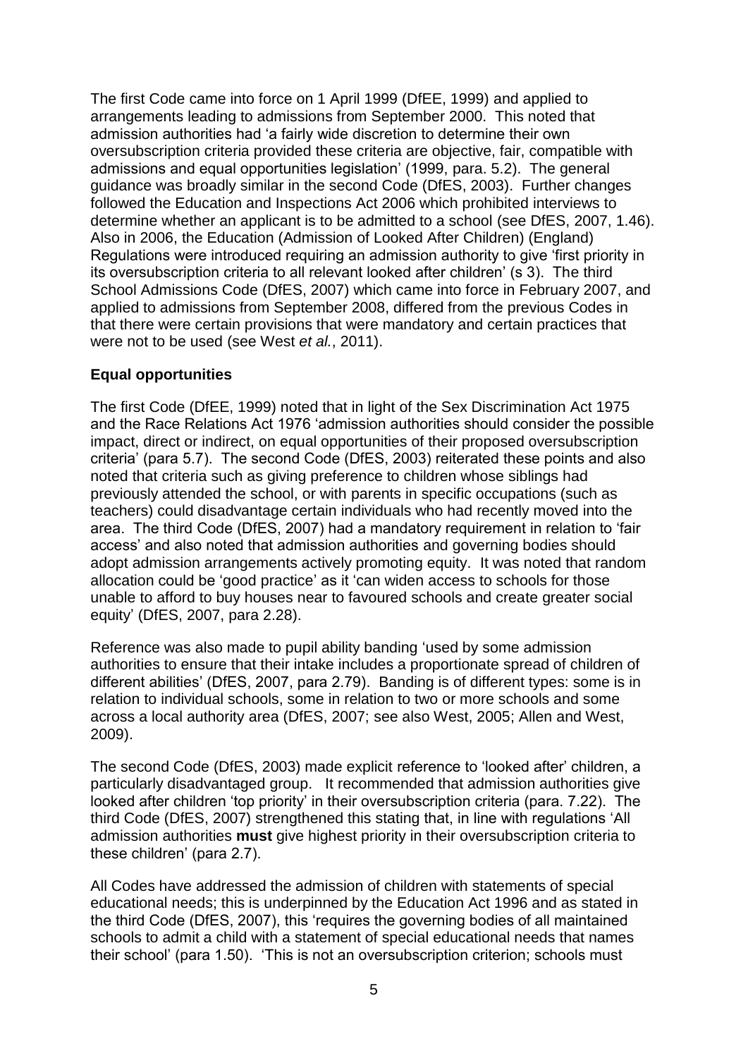The first Code came into force on 1 April 1999 (DfEE, 1999) and applied to arrangements leading to admissions from September 2000. This noted that admission authorities had 'a fairly wide discretion to determine their own oversubscription criteria provided these criteria are objective, fair, compatible with admissions and equal opportunities legislation' (1999, para. 5.2). The general guidance was broadly similar in the second Code (DfES, 2003). Further changes followed the Education and Inspections Act 2006 which prohibited interviews to determine whether an applicant is to be admitted to a school (see DfES, 2007, 1.46). Also in 2006, the Education (Admission of Looked After Children) (England) Regulations were introduced requiring an admission authority to give 'first priority in its oversubscription criteria to all relevant looked after children' (s 3). The third School Admissions Code (DfES, 2007) which came into force in February 2007, and applied to admissions from September 2008, differed from the previous Codes in that there were certain provisions that were mandatory and certain practices that were not to be used (see West *et al.*, 2011).

**Equal opportunities**

The first Code (DfEE, 1999) noted that in light of the Sex Discrimination Act 1975 and the Race Relations Act 1976 'admission authorities should consider the possible impact, direct or indirect, on equal opportunities of their proposed oversubscription criteria' (para 5.7). The second Code (DfES, 2003) reiterated these points and also noted that criteria such as giving preference to children whose siblings had previously attended the school, or with parents in specific occupations (such as teachers) could disadvantage certain individuals who had recently moved into the area. The third Code (DfES, 2007) had a mandatory requirement in relation to 'fair access' and also noted that admission authorities and governing bodies should adopt admission arrangements actively promoting equity. It was noted that random allocation could be 'good practice' as it 'can widen access to schools for those unable to afford to buy houses near to favoured schools and create greater social equity' (DfES, 2007, para 2.28).

Reference was also made to pupil ability banding 'used by some admission authorities to ensure that their intake includes a proportionate spread of children of different abilities' (DfES, 2007, para 2.79). Banding is of different types: some is in relation to individual schools, some in relation to two or more schools and some across a local authority area (DfES, 2007; see also West, 2005; Allen and West, 2009).

The second Code (DfES, 2003) made explicit reference to 'looked after' children, a particularly disadvantaged group. It recommended that admission authorities give looked after children 'top priority' in their oversubscription criteria (para. 7.22). The third Code (DfES, 2007) strengthened this stating that, in line with regulations 'All admission authorities **must** give highest priority in their oversubscription criteria to these children' (para 2.7).

All Codes have addressed the admission of children with statements of special educational needs; this is underpinned by the Education Act 1996 and as stated in the third Code (DfES, 2007), this 'requires the governing bodies of all maintained schools to admit a child with a statement of special educational needs that names their school' (para 1.50). 'This is not an oversubscription criterion; schools must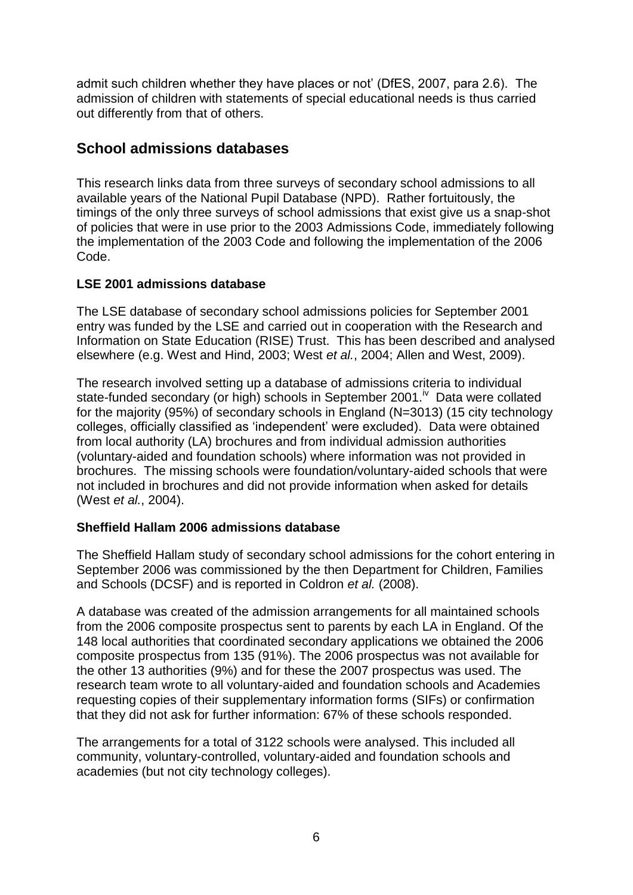admit such children whether they have places or not' (DfES, 2007, para 2.6). The admission of children with statements of special educational needs is thus carried out differently from that of others.

## School admissions databases

This research links data from three surveys of secondary school admissions to all available years of the National Pupil Database (NPD). Rather fortuitously, the timings of the only three surveys of school admissions that exist give us a snap-shot of policies that were in use prior to the 2003 Admissions Code, immediately following the implementation of the 2003 Code and following the implementation of the 2006 Code.

### LSE 2001 admissions database

The LSE database of secondary school admissions policies for September 2001 entry was funded by the LSE and carried out in cooperation with the Research and Information on State Education (RISE) Trust. This has been described and analysed elsewhere (e.g. West and Hind, 2003; West *et al.*, 2004; Allen and West, 2009).

The research involved setting up a database of admissions criteria to individual state-funded secondary (or high) schools in September 2001.[iv] Data were collated for the majority (95%) of secondary schools in England (N=3013) (15 city technology colleges, officially classified as 'independent' were excluded). Data were obtained from local authority (LA) brochures and from individual admission authorities (voluntary-aided and foundation schools) where information was not provided in brochures. The missing schools were foundation/voluntary-aided schools that were not included in brochures and did not provide information when asked for details (West *et al.*, 2004).

### Sheffield Hallam 2006 admissions database

The Sheffield Hallam study of secondary school admissions for the cohort entering in September 2006 was commissioned by the then Department for Children, Families and Schools (DCSF) and is reported in Coldron *et al.* (2008).

A database was created of the admission arrangements for all maintained schools from the 2006 composite prospectus sent to parents by each LA in England. Of the 148 local authorities that coordinated secondary applications we obtained the 2006 composite prospectus from 135 (91%). The 2006 prospectus was not available for the other 13 authorities (9%) and for these the 2007 prospectus was used. The research team wrote to all voluntary-aided and foundation schools and Academies requesting copies of their supplementary information forms (SIFs) or confirmation that they did not ask for further information: 67% of these schools responded.

The arrangements for a total of 3122 schools were analysed. This included all community, voluntary-controlled, voluntary-aided and foundation schools and academies (but not city technology colleges).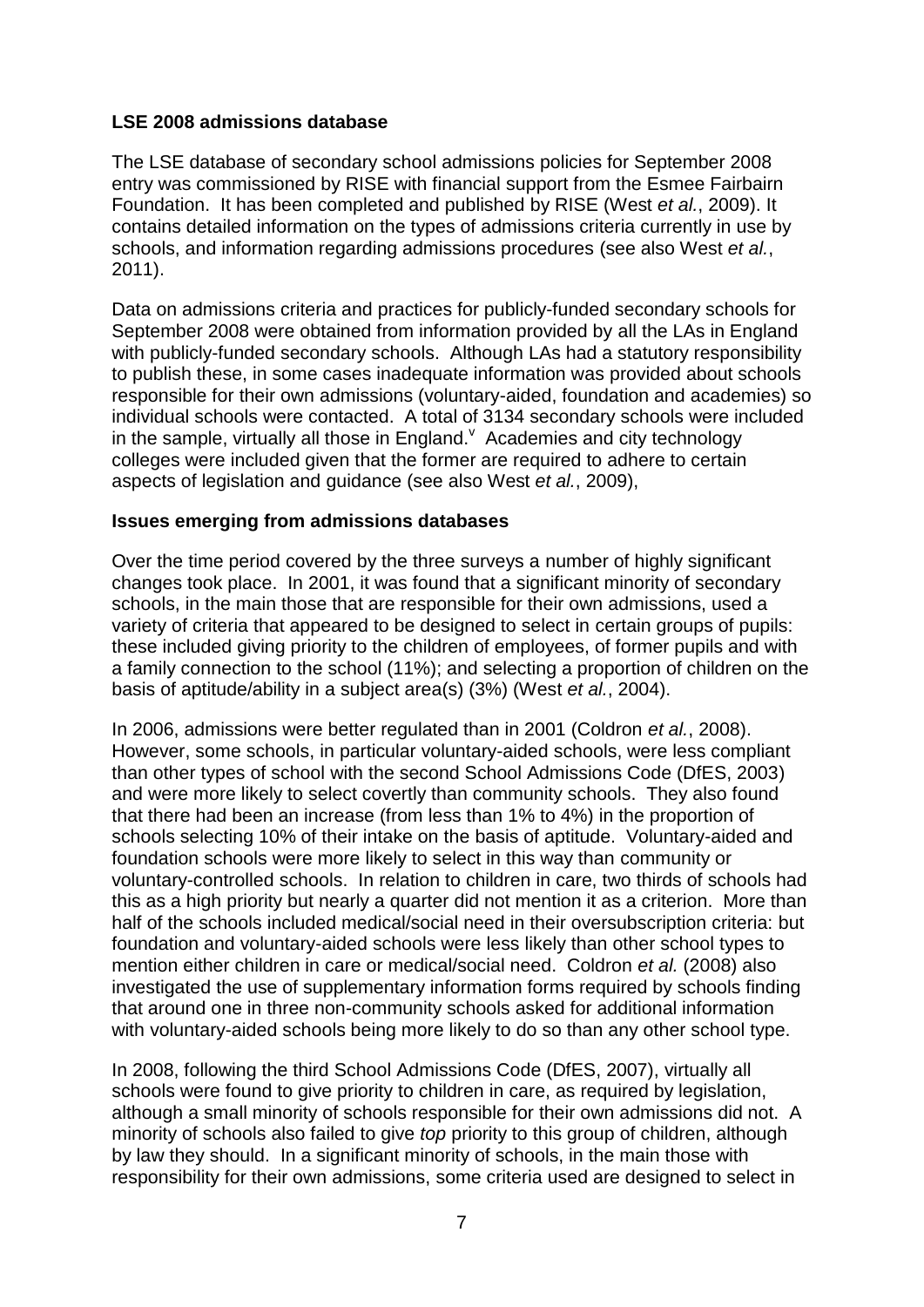**LSE 2008 admissions database**

The LSE database of secondary school admissions policies for September 2008 entry was commissioned by RISE with financial support from the Esmee Fairbairn Foundation. It has been completed and published by RISE (West *et al.*, 2009). It contains detailed information on the types of admissions criteria currently in use by schools, and information regarding admissions procedures (see also West *et al.*, 2011).

Data on admissions criteria and practices for publicly-funded secondary schools for September 2008 were obtained from information provided by all the LAs in England with publicly-funded secondary schools. Although LAs had a statutory responsibility to publish these, in some cases inadequate information was provided about schools responsible for their own admissions (voluntary-aided, foundation and academies) so individual schools were contacted. A total of 3134 secondary schools were included in the sample, virtually all those in England.[v] Academies and city technology colleges were included given that the former are required to adhere to certain aspects of legislation and guidance (see also West *et al.*, 2009),

**Issues emerging from admissions databases**

Over the time period covered by the three surveys a number of highly significant changes took place. In 2001, it was found that a significant minority of secondary schools, in the main those that are responsible for their own admissions, used a variety of criteria that appeared to be designed to select in certain groups of pupils: these included giving priority to the children of employees, of former pupils and with a family connection to the school (11%); and selecting a proportion of children on the basis of aptitude/ability in a subject area(s) (3%) (West *et al.*, 2004).

In 2006, admissions were better regulated than in 2001 (Coldron *et al.*, 2008). However, some schools, in particular voluntary-aided schools, were less compliant than other types of school with the second School Admissions Code (DfES, 2003) and were more likely to select covertly than community schools. They also found that there had been an increase (from less than 1% to 4%) in the proportion of schools selecting 10% of their intake on the basis of aptitude. Voluntary-aided and foundation schools were more likely to select in this way than community or voluntary-controlled schools. In relation to children in care, two thirds of schools had this as a high priority but nearly a quarter did not mention it as a criterion. More than half of the schools included medical/social need in their oversubscription criteria: but foundation and voluntary-aided schools were less likely than other school types to mention either children in care or medical/social need. Coldron *et al.* (2008) also investigated the use of supplementary information forms required by schools finding that around one in three non-community schools asked for additional information with voluntary-aided schools being more likely to do so than any other school type.

In 2008, following the third School Admissions Code (DfES, 2007), virtually all schools were found to give priority to children in care, as required by legislation, although a small minority of schools responsible for their own admissions did not. A minority of schools also failed to give *top* priority to this group of children, although by law they should. In a significant minority of schools, in the main those with responsibility for their own admissions, some criteria used are designed to select in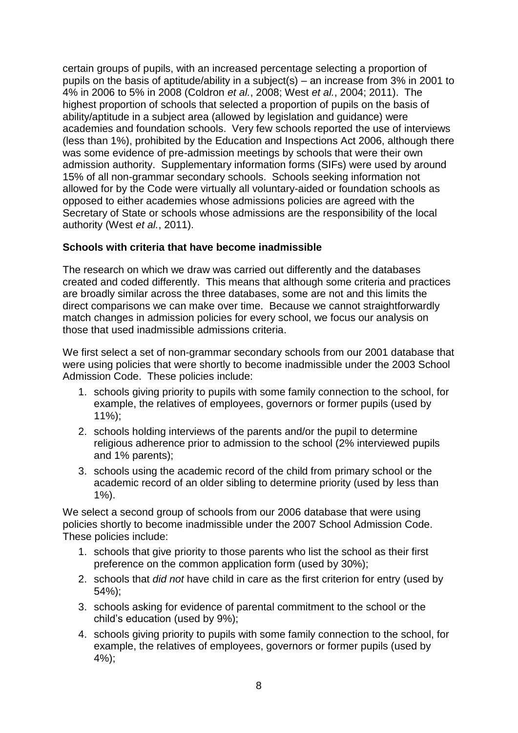certain groups of pupils, with an increased percentage selecting a proportion of pupils on the basis of aptitude/ability in a subject(s) – an increase from 3% in 2001 to 4% in 2006 to 5% in 2008 (Coldron *et al.*, 2008; West *et al.*, 2004; 2011). The highest proportion of schools that selected a proportion of pupils on the basis of ability/aptitude in a subject area (allowed by legislation and guidance) were academies and foundation schools. Very few schools reported the use of interviews (less than 1%), prohibited by the Education and Inspections Act 2006, although there was some evidence of pre-admission meetings by schools that were their own admission authority. Supplementary information forms (SIFs) were used by around 15% of all non-grammar secondary schools. Schools seeking information not allowed for by the Code were virtually all voluntary-aided or foundation schools as opposed to either academies whose admissions policies are agreed with the Secretary of State or schools whose admissions are the responsibility of the local authority (West *et al.*, 2011).

**Schools with criteria that have become inadmissible**

The research on which we draw was carried out differently and the databases created and coded differently. This means that although some criteria and practices are broadly similar across the three databases, some are not and this limits the direct comparisons we can make over time. Because we cannot straightforwardly match changes in admission policies for every school, we focus our analysis on those that used inadmissible admissions criteria.

We first select a set of non-grammar secondary schools from our 2001 database that were using policies that were shortly to become inadmissible under the 2003 School Admission Code. These policies include:

1. schools giving priority to pupils with some family connection to the school, for example, the relatives of employees, governors or former pupils (used by 11%);
2. schools holding interviews of the parents and/or the pupil to determine religious adherence prior to admission to the school (2% interviewed pupils and 1% parents);
3. schools using the academic record of the child from primary school or the academic record of an older sibling to determine priority (used by less than 1%).

We select a second group of schools from our 2006 database that were using policies shortly to become inadmissible under the 2007 School Admission Code. These policies include:

1. schools that give priority to those parents who list the school as their first preference on the common application form (used by 30%);
2. schools that *did not* have child in care as the first criterion for entry (used by 54%);
3. schools asking for evidence of parental commitment to the school or the child's education (used by 9%);
4. schools giving priority to pupils with some family connection to the school, for example, the relatives of employees, governors or former pupils (used by 4%);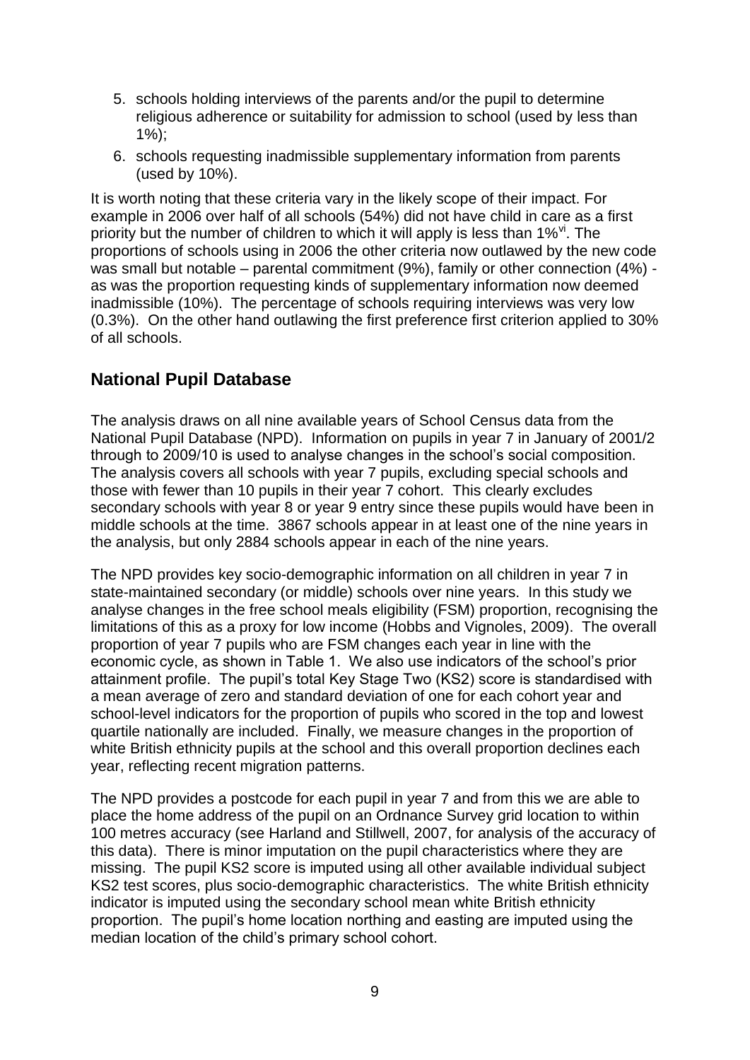5. schools holding interviews of the parents and/or the pupil to determine religious adherence or suitability for admission to school (used by less than 1%);
6. schools requesting inadmissible supplementary information from parents (used by 10%).

It is worth noting that these criteria vary in the likely scope of their impact. For example in 2006 over half of all schools (54%) did not have child in care as a first priority but the number of children to which it will apply is less than 1%[vi]. The proportions of schools using in 2006 the other criteria now outlawed by the new code was small but notable – parental commitment (9%), family or other connection (4%) - as was the proportion requesting kinds of supplementary information now deemed inadmissible (10%). The percentage of schools requiring interviews was very low (0.3%). On the other hand outlawing the first preference first criterion applied to 30% of all schools.

## National Pupil Database

The analysis draws on all nine available years of School Census data from the National Pupil Database (NPD). Information on pupils in year 7 in January of 2001/2 through to 2009/10 is used to analyse changes in the school's social composition. The analysis covers all schools with year 7 pupils, excluding special schools and those with fewer than 10 pupils in their year 7 cohort. This clearly excludes secondary schools with year 8 or year 9 entry since these pupils would have been in middle schools at the time. 3867 schools appear in at least one of the nine years in the analysis, but only 2884 schools appear in each of the nine years.

The NPD provides key socio-demographic information on all children in year 7 in state-maintained secondary (or middle) schools over nine years. In this study we analyse changes in the free school meals eligibility (FSM) proportion, recognising the limitations of this as a proxy for low income (Hobbs and Vignoles, 2009). The overall proportion of year 7 pupils who are FSM changes each year in line with the economic cycle, as shown in Table 1. We also use indicators of the school's prior attainment profile. The pupil's total Key Stage Two (KS2) score is standardised with a mean average of zero and standard deviation of one for each cohort year and school-level indicators for the proportion of pupils who scored in the top and lowest quartile nationally are included. Finally, we measure changes in the proportion of white British ethnicity pupils at the school and this overall proportion declines each year, reflecting recent migration patterns.

The NPD provides a postcode for each pupil in year 7 and from this we are able to place the home address of the pupil on an Ordnance Survey grid location to within 100 metres accuracy (see Harland and Stillwell, 2007, for analysis of the accuracy of this data). There is minor imputation on the pupil characteristics where they are missing. The pupil KS2 score is imputed using all other available individual subject KS2 test scores, plus socio-demographic characteristics. The white British ethnicity indicator is imputed using the secondary school mean white British ethnicity proportion. The pupil's home location northing and easting are imputed using the median location of the child's primary school cohort.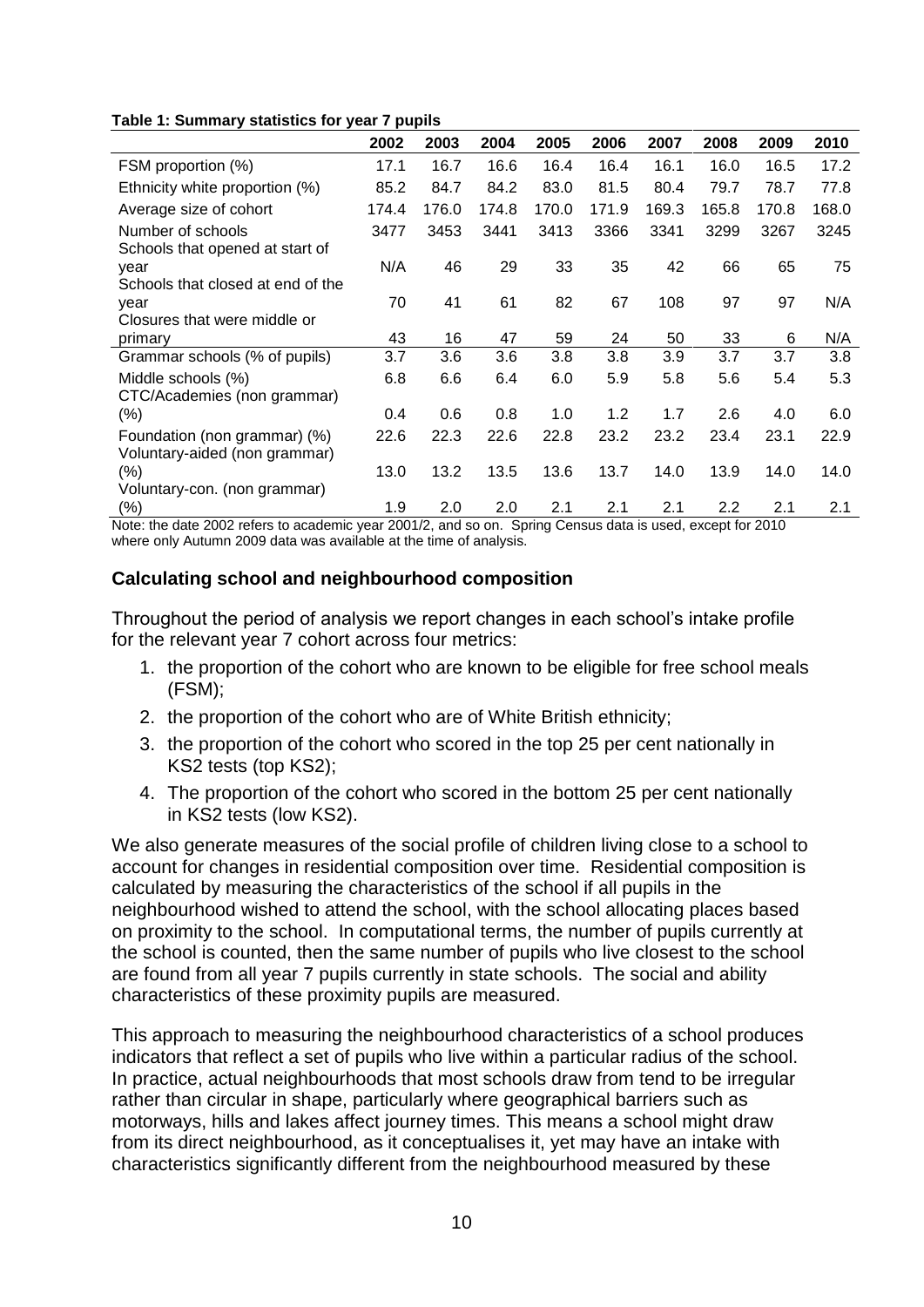**Table 1: Summary statistics for year 7 pupils**

| | 2002 | 2003 | 2004 | 2005 | 2006 | 2007 | 2008 | 2009 | 2010 |
|---|---|---|---|---|---|---|---|---|---|
| FSM proportion (%) | 17.1 | 16.7 | 16.6 | 16.4 | 16.4 | 16.1 | 16.0 | 16.5 | 17.2 |
| Ethnicity white proportion (%) | 85.2 | 84.7 | 84.2 | 83.0 | 81.5 | 80.4 | 79.7 | 78.7 | 77.8 |
| Average size of cohort | 174.4 | 176.0 | 174.8 | 170.0 | 171.9 | 169.3 | 165.8 | 170.8 | 168.0 |
| Number of schools | 3477 | 3453 | 3441 | 3413 | 3366 | 3341 | 3299 | 3267 | 3245 |
| Schools that opened at start of year | N/A | 46 | 29 | 33 | 35 | 42 | 66 | 65 | 75 |
| Schools that closed at end of the year | 70 | 41 | 61 | 82 | 67 | 108 | 97 | 97 | N/A |
| Closures that were middle or primary | 43 | 16 | 47 | 59 | 24 | 50 | 33 | 6 | N/A |
| Grammar schools (% of pupils) | 3.7 | 3.6 | 3.6 | 3.8 | 3.8 | 3.9 | 3.7 | 3.7 | 3.8 |
| Middle schools (%) | 6.8 | 6.6 | 6.4 | 6.0 | 5.9 | 5.8 | 5.6 | 5.4 | 5.3 |
| CTC/Academies (non grammar) (%) | 0.4 | 0.6 | 0.8 | 1.0 | 1.2 | 1.7 | 2.6 | 4.0 | 6.0 |
| Foundation (non grammar) (%) | 22.6 | 22.3 | 22.6 | 22.8 | 23.2 | 23.2 | 23.4 | 23.1 | 22.9 |
| Voluntary-aided (non grammar) (%) | 13.0 | 13.2 | 13.5 | 13.6 | 13.7 | 14.0 | 13.9 | 14.0 | 14.0 |
| Voluntary-con. (non grammar) (%) | 1.9 | 2.0 | 2.0 | 2.1 | 2.1 | 2.1 | 2.2 | 2.1 | 2.1 |

Note: the date 2002 refers to academic year 2001/2, and so on. Spring Census data is used, except for 2010 where only Autumn 2009 data was available at the time of analysis.

### Calculating school and neighbourhood composition

Throughout the period of analysis we report changes in each school's intake profile for the relevant year 7 cohort across four metrics:

1. the proportion of the cohort who are known to be eligible for free school meals (FSM);
2. the proportion of the cohort who are of White British ethnicity;
3. the proportion of the cohort who scored in the top 25 per cent nationally in KS2 tests (top KS2);
4. The proportion of the cohort who scored in the bottom 25 per cent nationally in KS2 tests (low KS2).

We also generate measures of the social profile of children living close to a school to account for changes in residential composition over time. Residential composition is calculated by measuring the characteristics of the school if all pupils in the neighbourhood wished to attend the school, with the school allocating places based on proximity to the school. In computational terms, the number of pupils currently at the school is counted, then the same number of pupils who live closest to the school are found from all year 7 pupils currently in state schools. The social and ability characteristics of these proximity pupils are measured.

This approach to measuring the neighbourhood characteristics of a school produces indicators that reflect a set of pupils who live within a particular radius of the school. In practice, actual neighbourhoods that most schools draw from tend to be irregular rather than circular in shape, particularly where geographical barriers such as motorways, hills and lakes affect journey times. This means a school might draw from its direct neighbourhood, as it conceptualises it, yet may have an intake with characteristics significantly different from the neighbourhood measured by these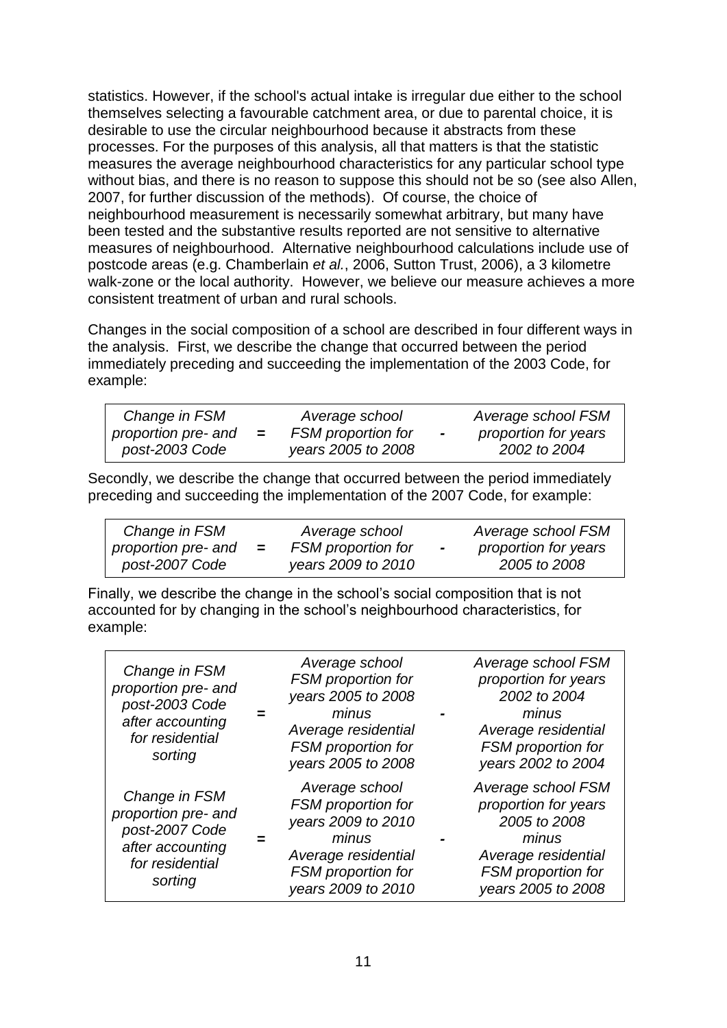statistics. However, if the school's actual intake is irregular due either to the school themselves selecting a favourable catchment area, or due to parental choice, it is desirable to use the circular neighbourhood because it abstracts from these processes. For the purposes of this analysis, all that matters is that the statistic measures the average neighbourhood characteristics for any particular school type without bias, and there is no reason to suppose this should not be so (see also Allen, 2007, for further discussion of the methods). Of course, the choice of neighbourhood measurement is necessarily somewhat arbitrary, but many have been tested and the substantive results reported are not sensitive to alternative measures of neighbourhood. Alternative neighbourhood calculations include use of postcode areas (e.g. Chamberlain *et al.*, 2006, Sutton Trust, 2006), a 3 kilometre walk-zone or the local authority. However, we believe our measure achieves a more consistent treatment of urban and rural schools.

Changes in the social composition of a school are described in four different ways in the analysis. First, we describe the change that occurred between the period immediately preceding and succeeding the implementation of the 2003 Code, for example:

| | | | | |
|---|---|---|---|---|
| *Change in FSM proportion pre- and post-2003 Code* | = | *Average school FSM proportion for years 2005 to 2008* | - | *Average school FSM proportion for years 2002 to 2004* |

Secondly, we describe the change that occurred between the period immediately preceding and succeeding the implementation of the 2007 Code, for example:

| | | | | |
|---|---|---|---|---|
| *Change in FSM proportion pre- and post-2007 Code* | = | *Average school FSM proportion for years 2009 to 2010* | - | *Average school FSM proportion for years 2005 to 2008* |

Finally, we describe the change in the school's social composition that is not accounted for by changing in the school's neighbourhood characteristics, for example:

| | | | | |
|---|---|---|---|---|
| *Change in FSM proportion pre- and post-2003 Code after accounting for residential sorting* | = | *Average school FSM proportion for years 2005 to 2008 minus Average residential FSM proportion for years 2005 to 2008* | - | *Average school FSM proportion for years 2002 to 2004 minus Average residential FSM proportion for years 2002 to 2004* |
| *Change in FSM proportion pre- and post-2007 Code after accounting for residential sorting* | = | *Average school FSM proportion for years 2009 to 2010 minus Average residential FSM proportion for years 2009 to 2010* | - | *Average school FSM proportion for years 2005 to 2008 minus Average residential FSM proportion for years 2005 to 2008* |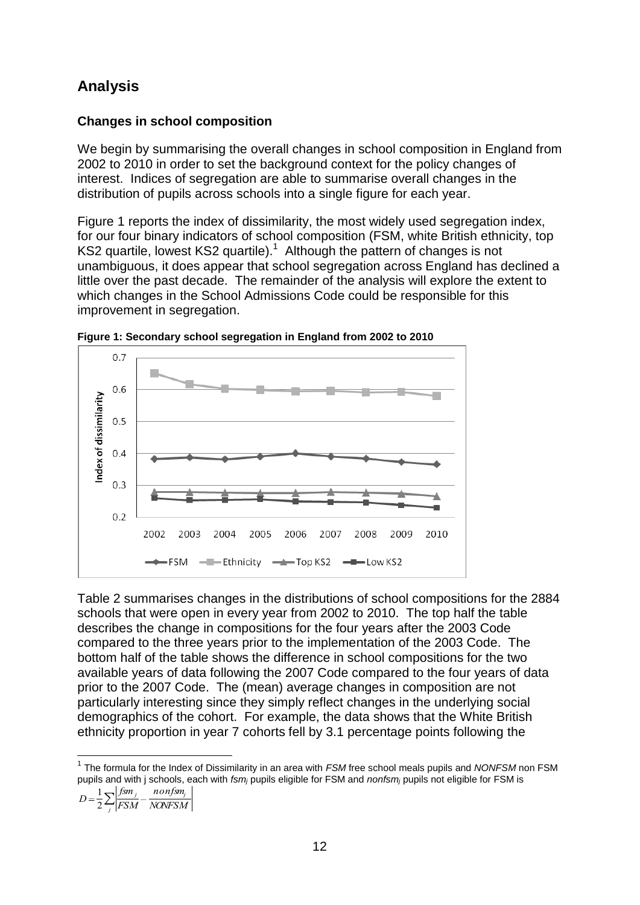## Analysis

### Changes in school composition

We begin by summarising the overall changes in school composition in England from 2002 to 2010 in order to set the background context for the policy changes of interest. Indices of segregation are able to summarise overall changes in the distribution of pupils across schools into a single figure for each year.

Figure 1 reports the index of dissimilarity, the most widely used segregation index, for our four binary indicators of school composition (FSM, white British ethnicity, top KS2 quartile, lowest KS2 quartile).[1] Although the pattern of changes is not unambiguous, it does appear that school segregation across England has declined a little over the past decade. The remainder of the analysis will explore the extent to which changes in the School Admissions Code could be responsible for this improvement in segregation.

**Figure 1: Secondary school segregation in England from 2002 to 2010**

Table 2 summarises changes in the distributions of school compositions for the 2884 schools that were open in every year from 2002 to 2010. The top half the table describes the change in compositions for the four years after the 2003 Code compared to the three years prior to the implementation of the 2003 Code. The bottom half of the table shows the difference in school compositions for the two available years of data following the 2007 Code compared to the four years of data prior to the 2007 Code. The (mean) average changes in composition are not particularly interesting since they simply reflect changes in the underlying social demographics of the cohort. For example, the data shows that the White British ethnicity proportion in year 7 cohorts fell by 3.1 percentage points following the

[1] The formula for the Index of Dissimilarity in an area with *FSM* free school meals pupils and *NONFSM* non FSM pupils and with j schools, each with $fsm_j$ pupils eligible for FSM and $nonfsm_j$ pupils not eligible for FSM is

$$D = \frac{1}{2}\sum_j \left| \frac{fsm_j}{FSM} - \frac{nonfsm_j}{NONFSM} \right|$$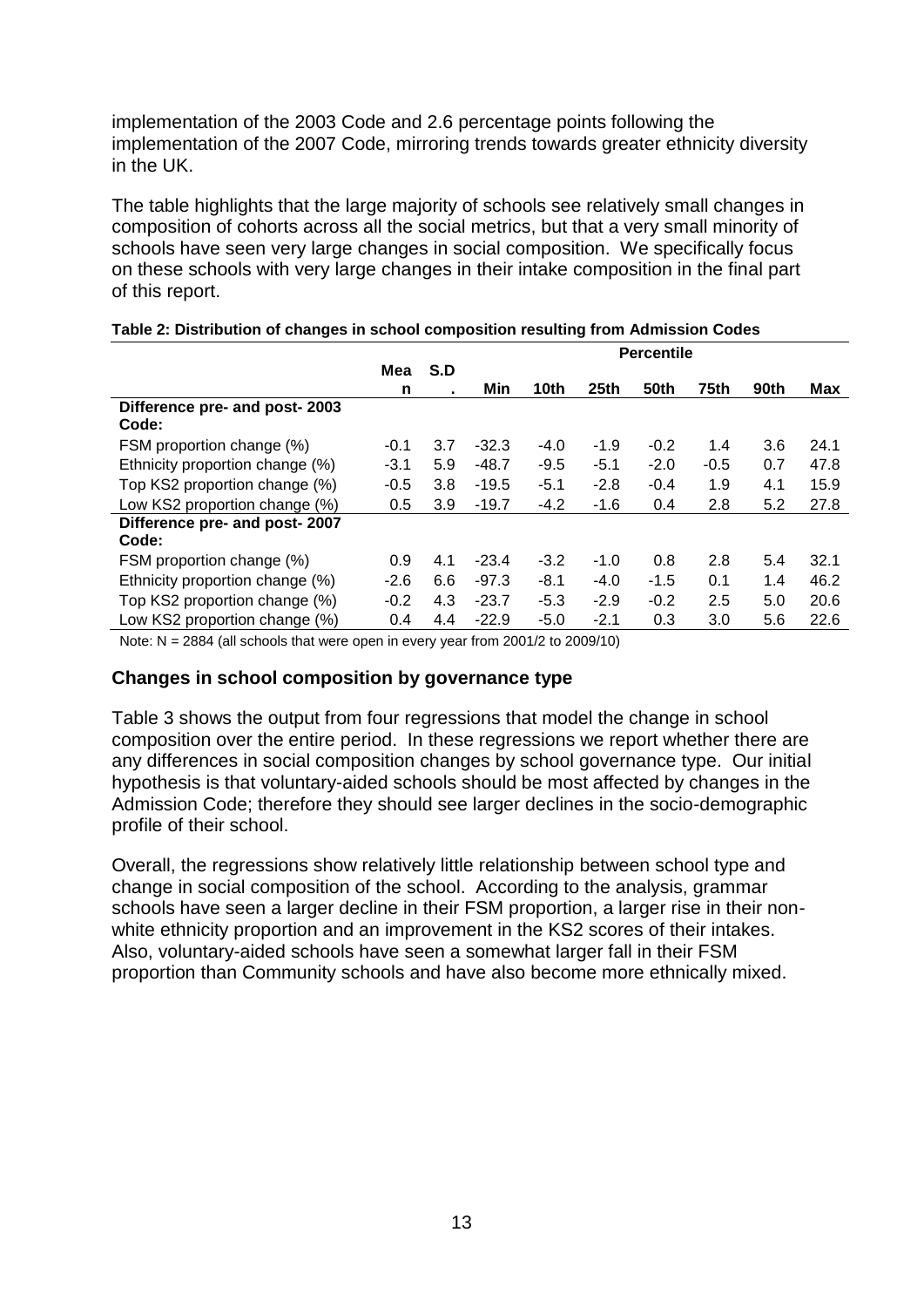implementation of the 2003 Code and 2.6 percentage points following the implementation of the 2007 Code, mirroring trends towards greater ethnicity diversity in the UK.

The table highlights that the large majority of schools see relatively small changes in composition of cohorts across all the social metrics, but that a very small minority of schools have seen very large changes in social composition. We specifically focus on these schools with very large changes in their intake composition in the final part of this report.

**Table 2: Distribution of changes in school composition resulting from Admission Codes**

| | | | Percentile | | | | | | |
|---|---|---|---|---|---|---|---|---|---|
| | Mean | S.D. | Min | 10th | 25th | 50th | 75th | 90th | Max |
| **Difference pre- and post- 2003 Code:** | | | | | | | | | |
| FSM proportion change (%) | -0.1 | 3.7 | -32.3 | -4.0 | -1.9 | -0.2 | 1.4 | 3.6 | 24.1 |
| Ethnicity proportion change (%) | -3.1 | 5.9 | -48.7 | -9.5 | -5.1 | -2.0 | -0.5 | 0.7 | 47.8 |
| Top KS2 proportion change (%) | -0.5 | 3.8 | -19.5 | -5.1 | -2.8 | -0.4 | 1.9 | 4.1 | 15.9 |
| Low KS2 proportion change (%) | 0.5 | 3.9 | -19.7 | -4.2 | -1.6 | 0.4 | 2.8 | 5.2 | 27.8 |
| **Difference pre- and post- 2007 Code:** | | | | | | | | | |
| FSM proportion change (%) | 0.9 | 4.1 | -23.4 | -3.2 | -1.0 | 0.8 | 2.8 | 5.4 | 32.1 |
| Ethnicity proportion change (%) | -2.6 | 6.6 | -97.3 | -8.1 | -4.0 | -1.5 | 0.1 | 1.4 | 46.2 |
| Top KS2 proportion change (%) | -0.2 | 4.3 | -23.7 | -5.3 | -2.9 | -0.2 | 2.5 | 5.0 | 20.6 |
| Low KS2 proportion change (%) | 0.4 | 4.4 | -22.9 | -5.0 | -2.1 | 0.3 | 3.0 | 5.6 | 22.6 |

Note: N = 2884 (all schools that were open in every year from 2001/2 to 2009/10)

### Changes in school composition by governance type

Table 3 shows the output from four regressions that model the change in school composition over the entire period. In these regressions we report whether there are any differences in social composition changes by school governance type. Our initial hypothesis is that voluntary-aided schools should be most affected by changes in the Admission Code; therefore they should see larger declines in the socio-demographic profile of their school.

Overall, the regressions show relatively little relationship between school type and change in social composition of the school. According to the analysis, grammar schools have seen a larger decline in their FSM proportion, a larger rise in their non-white ethnicity proportion and an improvement in the KS2 scores of their intakes. Also, voluntary-aided schools have seen a somewhat larger fall in their FSM proportion than Community schools and have also become more ethnically mixed.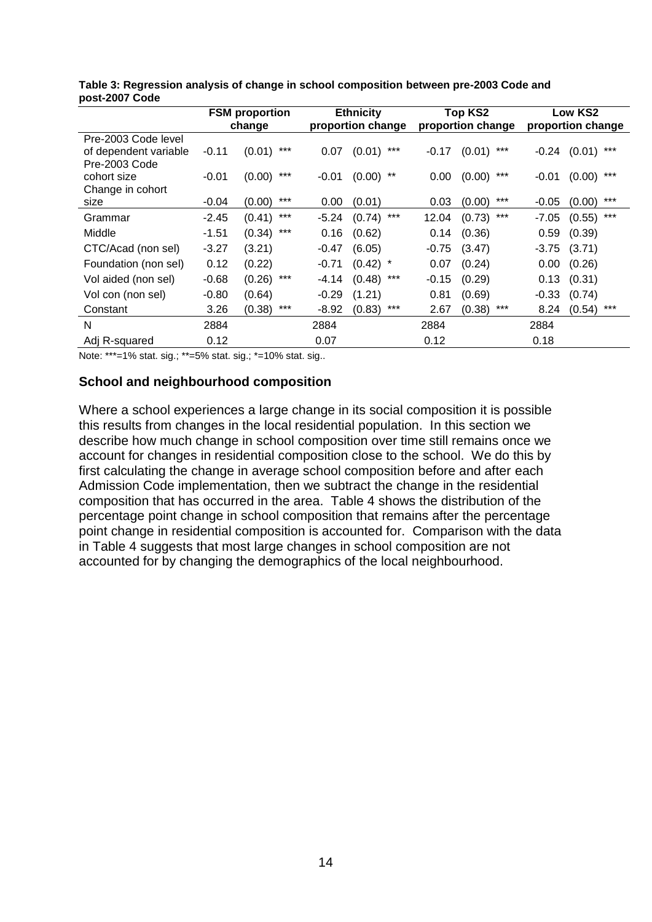**Table 3: Regression analysis of change in school composition between pre-2003 Code and post-2007 Code**

| | FSM proportion change | | | Ethnicity proportion change | | | Top KS2 proportion change | | | Low KS2 proportion change | | |
|---|---|---|---|---|---|---|---|---|---|---|---|---|
| Pre-2003 Code level of dependent variable | -0.11 | (0.01) | *** | 0.07 | (0.01) | *** | -0.17 | (0.01) | *** | -0.24 | (0.01) | *** |
| Pre-2003 Code cohort size | -0.01 | (0.00) | *** | -0.01 | (0.00) | ** | 0.00 | (0.00) | *** | -0.01 | (0.00) | *** |
| Change in cohort size | -0.04 | (0.00) | *** | 0.00 | (0.01) | | 0.03 | (0.00) | *** | -0.05 | (0.00) | *** |
| Grammar | -2.45 | (0.41) | *** | -5.24 | (0.74) | *** | 12.04 | (0.73) | *** | -7.05 | (0.55) | *** |
| Middle | -1.51 | (0.34) | *** | 0.16 | (0.62) | | 0.14 | (0.36) | | 0.59 | (0.39) | |
| CTC/Acad (non sel) | -3.27 | (3.21) | | -0.47 | (6.05) | | -0.75 | (3.47) | | -3.75 | (3.71) | |
| Foundation (non sel) | 0.12 | (0.22) | | -0.71 | (0.42) | * | 0.07 | (0.24) | | 0.00 | (0.26) | |
| Vol aided (non sel) | -0.68 | (0.26) | *** | -4.14 | (0.48) | *** | -0.15 | (0.29) | | 0.13 | (0.31) | |
| Vol con (non sel) | -0.80 | (0.64) | | -0.29 | (1.21) | | 0.81 | (0.69) | | -0.33 | (0.74) | |
| Constant | 3.26 | (0.38) | *** | -8.92 | (0.83) | *** | 2.67 | (0.38) | *** | 8.24 | (0.54) | *** |
| N | 2884 | | | 2884 | | | 2884 | | | 2884 | | |
| Adj R-squared | 0.12 | | | 0.07 | | | 0.12 | | | 0.18 | | |

Note: ***=1% stat. sig.; **=5% stat. sig.; *=10% stat. sig..

### School and neighbourhood composition

Where a school experiences a large change in its social composition it is possible this results from changes in the local residential population. In this section we describe how much change in school composition over time still remains once we account for changes in residential composition close to the school. We do this by first calculating the change in average school composition before and after each Admission Code implementation, then we subtract the change in the residential composition that has occurred in the area. Table 4 shows the distribution of the percentage point change in school composition that remains after the percentage point change in residential composition is accounted for. Comparison with the data in Table 4 suggests that most large changes in school composition are not accounted for by changing the demographics of the local neighbourhood.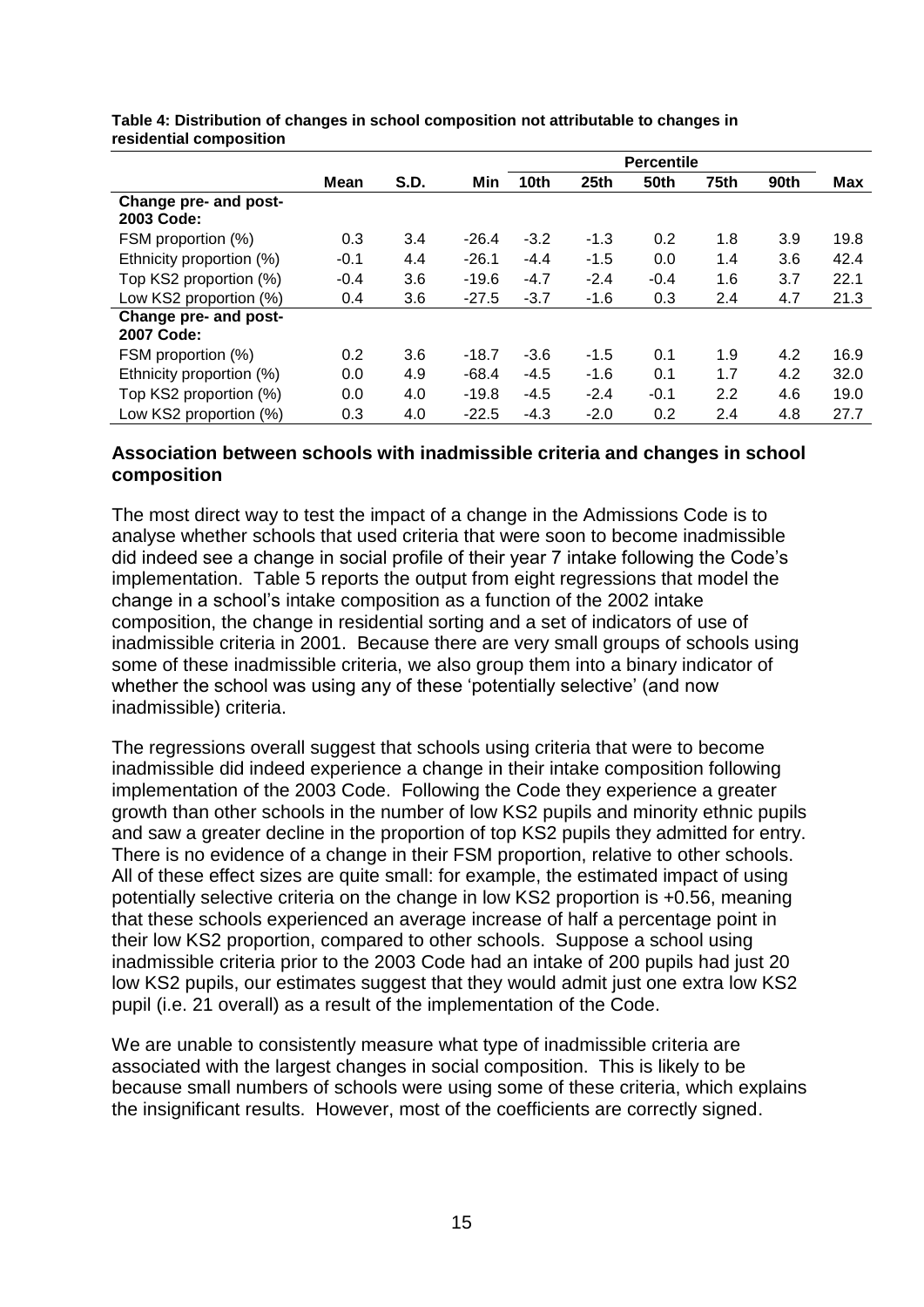**Table 4: Distribution of changes in school composition not attributable to changes in residential composition**

| | Mean | S.D. | Min | Percentile | | | | | Max |
|---|---|---|---|---|---|---|---|---|---|
| | | | | 10th | 25th | 50th | 75th | 90th | |
| **Change pre- and post-2003 Code:** | | | | | | | | | |
| FSM proportion (%) | 0.3 | 3.4 | -26.4 | -3.2 | -1.3 | 0.2 | 1.8 | 3.9 | 19.8 |
| Ethnicity proportion (%) | -0.1 | 4.4 | -26.1 | -4.4 | -1.5 | 0.0 | 1.4 | 3.6 | 42.4 |
| Top KS2 proportion (%) | -0.4 | 3.6 | -19.6 | -4.7 | -2.4 | -0.4 | 1.6 | 3.7 | 22.1 |
| Low KS2 proportion (%) | 0.4 | 3.6 | -27.5 | -3.7 | -1.6 | 0.3 | 2.4 | 4.7 | 21.3 |
| **Change pre- and post-2007 Code:** | | | | | | | | | |
| FSM proportion (%) | 0.2 | 3.6 | -18.7 | -3.6 | -1.5 | 0.1 | 1.9 | 4.2 | 16.9 |
| Ethnicity proportion (%) | 0.0 | 4.9 | -68.4 | -4.5 | -1.6 | 0.1 | 1.7 | 4.2 | 32.0 |
| Top KS2 proportion (%) | 0.0 | 4.0 | -19.8 | -4.5 | -2.4 | -0.1 | 2.2 | 4.6 | 19.0 |
| Low KS2 proportion (%) | 0.3 | 4.0 | -22.5 | -4.3 | -2.0 | 0.2 | 2.4 | 4.8 | 27.7 |

### Association between schools with inadmissible criteria and changes in school composition

The most direct way to test the impact of a change in the Admissions Code is to analyse whether schools that used criteria that were soon to become inadmissible did indeed see a change in social profile of their year 7 intake following the Code's implementation. Table 5 reports the output from eight regressions that model the change in a school's intake composition as a function of the 2002 intake composition, the change in residential sorting and a set of indicators of use of inadmissible criteria in 2001. Because there are very small groups of schools using some of these inadmissible criteria, we also group them into a binary indicator of whether the school was using any of these 'potentially selective' (and now inadmissible) criteria.

The regressions overall suggest that schools using criteria that were to become inadmissible did indeed experience a change in their intake composition following implementation of the 2003 Code. Following the Code they experience a greater growth than other schools in the number of low KS2 pupils and minority ethnic pupils and saw a greater decline in the proportion of top KS2 pupils they admitted for entry. There is no evidence of a change in their FSM proportion, relative to other schools. All of these effect sizes are quite small: for example, the estimated impact of using potentially selective criteria on the change in low KS2 proportion is +0.56, meaning that these schools experienced an average increase of half a percentage point in their low KS2 proportion, compared to other schools. Suppose a school using inadmissible criteria prior to the 2003 Code had an intake of 200 pupils had just 20 low KS2 pupils, our estimates suggest that they would admit just one extra low KS2 pupil (i.e. 21 overall) as a result of the implementation of the Code.

We are unable to consistently measure what type of inadmissible criteria are associated with the largest changes in social composition. This is likely to be because small numbers of schools were using some of these criteria, which explains the insignificant results. However, most of the coefficients are correctly signed.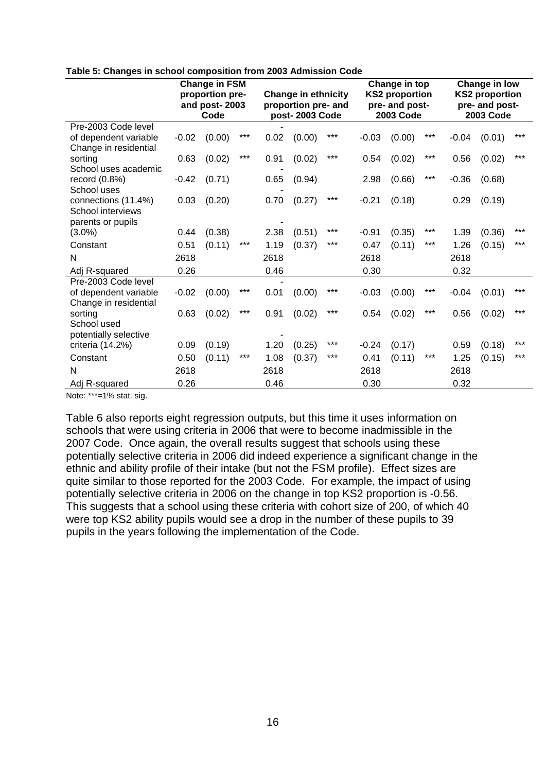**Table 5: Changes in school composition from 2003 Admission Code**

| | Change in FSM proportion pre- and post- 2003 Code | | | Change in ethnicity proportion pre- and post- 2003 Code | | | Change in top KS2 proportion pre- and post- 2003 Code | | | Change in low KS2 proportion pre- and post- 2003 Code | | |
|---|---|---|---|---|---|---|---|---|---|---|---|---|
| Pre-2003 Code level of dependent variable | -0.02 | (0.00) | *** | -0.02 | (0.00) | *** | -0.03 | (0.00) | *** | -0.04 | (0.01) | *** |
| Change in residential sorting | 0.63 | (0.02) | *** | 0.91 | (0.02) | *** | 0.54 | (0.02) | *** | 0.56 | (0.02) | *** |
| School uses academic record (0.8%) | -0.42 | (0.71) | | -0.65 | (0.94) | | 2.98 | (0.66) | *** | -0.36 | (0.68) | |
| School uses connections (11.4%) | 0.03 | (0.20) | | -0.70 | (0.27) | *** | -0.21 | (0.18) | | 0.29 | (0.19) | |
| School interviews parents or pupils (3.0%) | 0.44 | (0.38) | | -2.38 | (0.51) | *** | -0.91 | (0.35) | *** | 1.39 | (0.36) | *** |
| Constant | 0.51 | (0.11) | *** | 1.19 | (0.37) | *** | 0.47 | (0.11) | *** | 1.26 | (0.15) | *** |
| N | 2618 | | | 2618 | | | 2618 | | | 2618 | | |
| Adj R-squared | 0.26 | | | 0.46 | | | 0.30 | | | 0.32 | | |
| Pre-2003 Code level of dependent variable | -0.02 | (0.00) | *** | -0.01 | (0.00) | *** | -0.03 | (0.00) | *** | -0.04 | (0.01) | *** |
| Change in residential sorting | 0.63 | (0.02) | *** | 0.91 | (0.02) | *** | 0.54 | (0.02) | *** | 0.56 | (0.02) | *** |
| School used potentially selective criteria (14.2%) | 0.09 | (0.19) | | -1.20 | (0.25) | *** | -0.24 | (0.17) | | 0.59 | (0.18) | *** |
| Constant | 0.50 | (0.11) | *** | 1.08 | (0.37) | *** | 0.41 | (0.11) | *** | 1.25 | (0.15) | *** |
| N | 2618 | | | 2618 | | | 2618 | | | 2618 | | |
| Adj R-squared | 0.26 | | | 0.46 | | | 0.30 | | | 0.32 | | |

Note: ***=1% stat. sig.

Table 6 also reports eight regression outputs, but this time it uses information on schools that were using criteria in 2006 that were to become inadmissible in the 2007 Code. Once again, the overall results suggest that schools using these potentially selective criteria in 2006 did indeed experience a significant change in the ethnic and ability profile of their intake (but not the FSM profile). Effect sizes are quite similar to those reported for the 2003 Code. For example, the impact of using potentially selective criteria in 2006 on the change in top KS2 proportion is -0.56. This suggests that a school using these criteria with cohort size of 200, of which 40 were top KS2 ability pupils would see a drop in the number of these pupils to 39 pupils in the years following the implementation of the Code.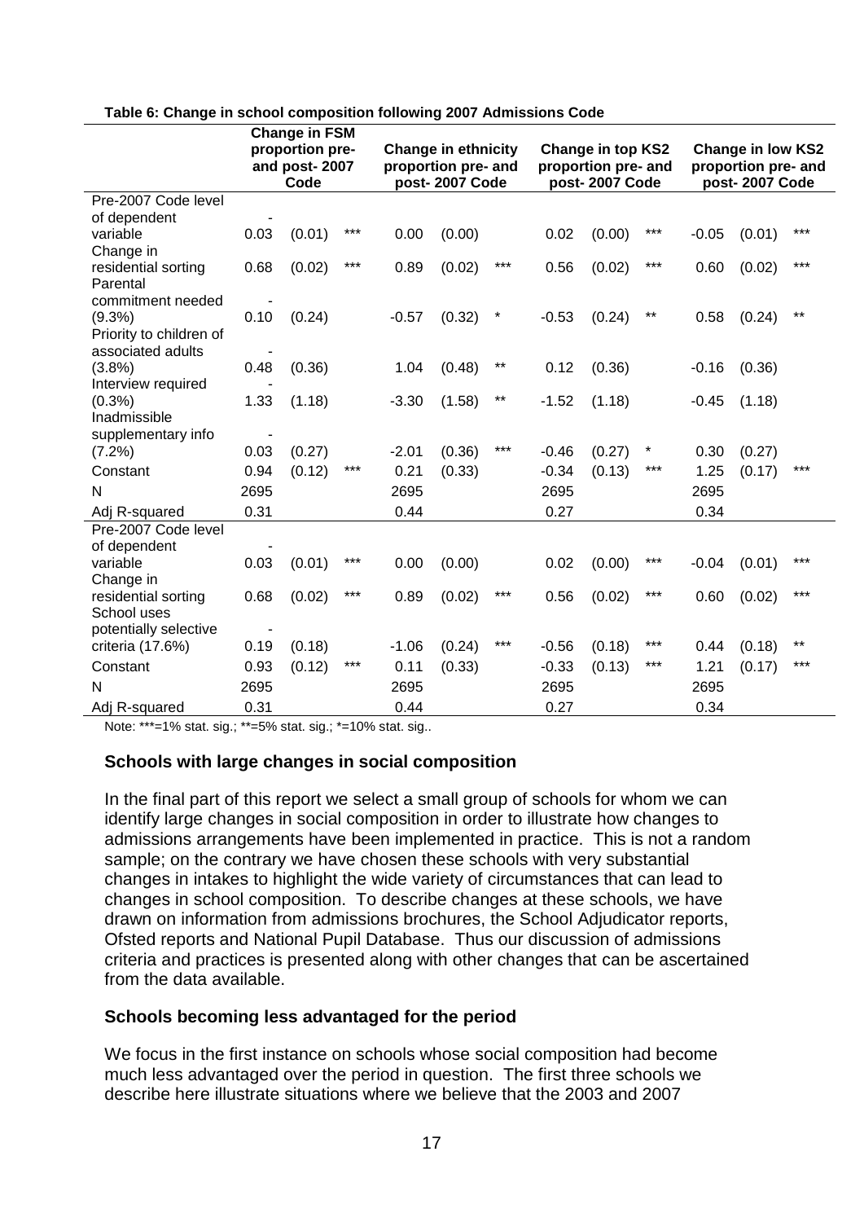**Table 6: Change in school composition following 2007 Admissions Code**

| | Change in FSM proportion pre- and post- 2007 Code | | | Change in ethnicity proportion pre- and post- 2007 Code | | | Change in top KS2 proportion pre- and post- 2007 Code | | | Change in low KS2 proportion pre- and post- 2007 Code | | |
|---|---|---|---|---|---|---|---|---|---|---|---|---|
| Pre-2007 Code level of dependent variable | -0.03 | (0.01) | *** | 0.00 | (0.00) | | 0.02 | (0.00) | *** | -0.05 | (0.01) | *** |
| Change in residential sorting | 0.68 | (0.02) | *** | 0.89 | (0.02) | *** | 0.56 | (0.02) | *** | 0.60 | (0.02) | *** |
| Parental commitment needed (9.3%) | -0.10 | (0.24) | | -0.57 | (0.32) | * | -0.53 | (0.24) | ** | 0.58 | (0.24) | ** |
| Priority to children of associated adults (3.8%) | -0.48 | (0.36) | | 1.04 | (0.48) | ** | 0.12 | (0.36) | | -0.16 | (0.36) | |
| Interview required (0.3%) | -1.33 | (1.18) | | -3.30 | (1.58) | ** | -1.52 | (1.18) | | -0.45 | (1.18) | |
| Inadmissible supplementary info (7.2%) | -0.03 | (0.27) | | -2.01 | (0.36) | *** | -0.46 | (0.27) | * | 0.30 | (0.27) | |
| Constant | 0.94 | (0.12) | *** | 0.21 | (0.33) | | -0.34 | (0.13) | *** | 1.25 | (0.17) | *** |
| N | 2695 | | | 2695 | | | 2695 | | | 2695 | | |
| Adj R-squared | 0.31 | | | 0.44 | | | 0.27 | | | 0.34 | | |
| Pre-2007 Code level of dependent variable | -0.03 | (0.01) | *** | 0.00 | (0.00) | | 0.02 | (0.00) | *** | -0.04 | (0.01) | *** |
| Change in residential sorting | 0.68 | (0.02) | *** | 0.89 | (0.02) | *** | 0.56 | (0.02) | *** | 0.60 | (0.02) | *** |
| School uses potentially selective criteria (17.6%) | -0.19 | (0.18) | | -1.06 | (0.24) | *** | -0.56 | (0.18) | *** | 0.44 | (0.18) | ** |
| Constant | 0.93 | (0.12) | *** | 0.11 | (0.33) | | -0.33 | (0.13) | *** | 1.21 | (0.17) | *** |
| N | 2695 | | | 2695 | | | 2695 | | | 2695 | | |
| Adj R-squared | 0.31 | | | 0.44 | | | 0.27 | | | 0.34 | | |

Note: ***=1% stat. sig.; **=5% stat. sig.; *=10% stat. sig..

### Schools with large changes in social composition

In the final part of this report we select a small group of schools for whom we can identify large changes in social composition in order to illustrate how changes to admissions arrangements have been implemented in practice. This is not a random sample; on the contrary we have chosen these schools with very substantial changes in intakes to highlight the wide variety of circumstances that can lead to changes in school composition. To describe changes at these schools, we have drawn on information from admissions brochures, the School Adjudicator reports, Ofsted reports and National Pupil Database. Thus our discussion of admissions criteria and practices is presented along with other changes that can be ascertained from the data available.

### Schools becoming less advantaged for the period

We focus in the first instance on schools whose social composition had become much less advantaged over the period in question. The first three schools we describe here illustrate situations where we believe that the 2003 and 2007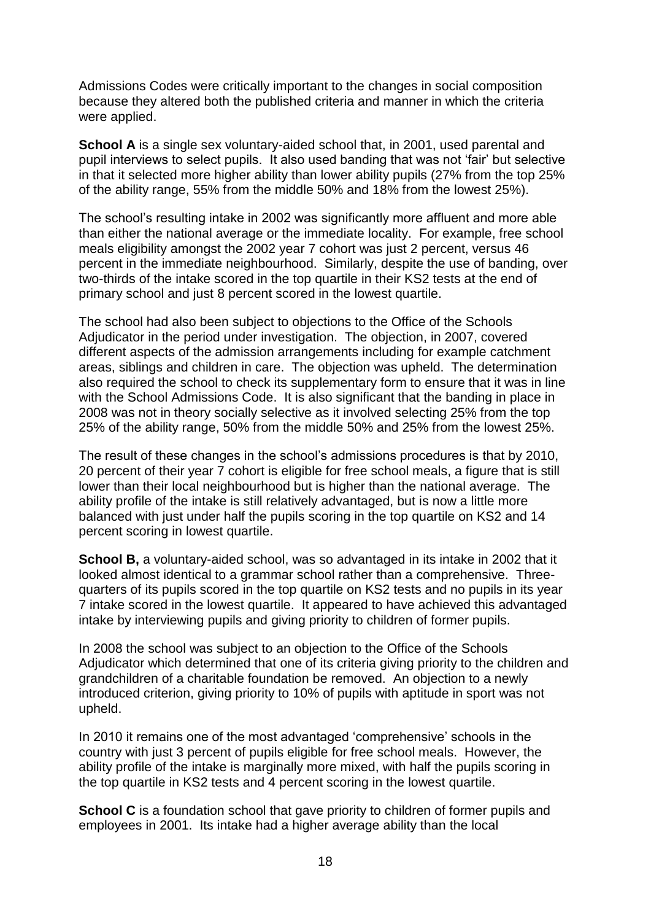Admissions Codes were critically important to the changes in social composition because they altered both the published criteria and manner in which the criteria were applied.

**School A** is a single sex voluntary-aided school that, in 2001, used parental and pupil interviews to select pupils. It also used banding that was not 'fair' but selective in that it selected more higher ability than lower ability pupils (27% from the top 25% of the ability range, 55% from the middle 50% and 18% from the lowest 25%).

The school's resulting intake in 2002 was significantly more affluent and more able than either the national average or the immediate locality. For example, free school meals eligibility amongst the 2002 year 7 cohort was just 2 percent, versus 46 percent in the immediate neighbourhood. Similarly, despite the use of banding, over two-thirds of the intake scored in the top quartile in their KS2 tests at the end of primary school and just 8 percent scored in the lowest quartile.

The school had also been subject to objections to the Office of the Schools Adjudicator in the period under investigation. The objection, in 2007, covered different aspects of the admission arrangements including for example catchment areas, siblings and children in care. The objection was upheld. The determination also required the school to check its supplementary form to ensure that it was in line with the School Admissions Code. It is also significant that the banding in place in 2008 was not in theory socially selective as it involved selecting 25% from the top 25% of the ability range, 50% from the middle 50% and 25% from the lowest 25%.

The result of these changes in the school's admissions procedures is that by 2010, 20 percent of their year 7 cohort is eligible for free school meals, a figure that is still lower than their local neighbourhood but is higher than the national average. The ability profile of the intake is still relatively advantaged, but is now a little more balanced with just under half the pupils scoring in the top quartile on KS2 and 14 percent scoring in lowest quartile.

**School B,** a voluntary-aided school, was so advantaged in its intake in 2002 that it looked almost identical to a grammar school rather than a comprehensive. Three-quarters of its pupils scored in the top quartile on KS2 tests and no pupils in its year 7 intake scored in the lowest quartile. It appeared to have achieved this advantaged intake by interviewing pupils and giving priority to children of former pupils.

In 2008 the school was subject to an objection to the Office of the Schools Adjudicator which determined that one of its criteria giving priority to the children and grandchildren of a charitable foundation be removed. An objection to a newly introduced criterion, giving priority to 10% of pupils with aptitude in sport was not upheld.

In 2010 it remains one of the most advantaged 'comprehensive' schools in the country with just 3 percent of pupils eligible for free school meals. However, the ability profile of the intake is marginally more mixed, with half the pupils scoring in the top quartile in KS2 tests and 4 percent scoring in the lowest quartile.

**School C** is a foundation school that gave priority to children of former pupils and employees in 2001. Its intake had a higher average ability than the local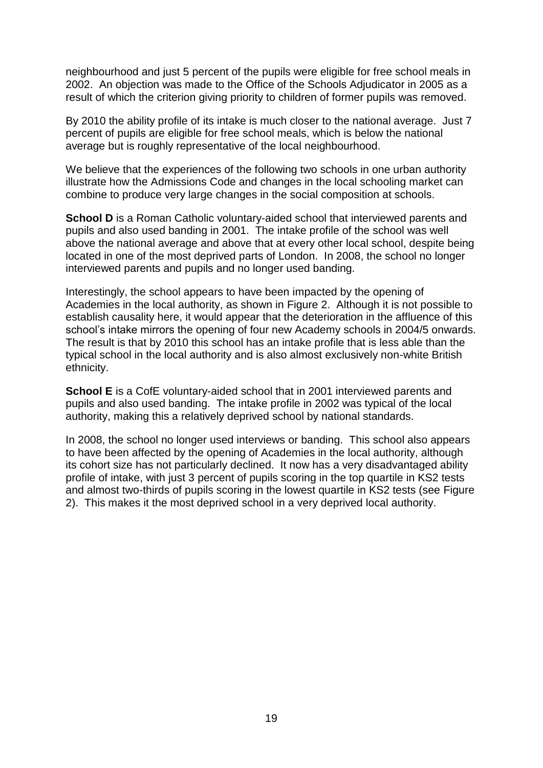neighbourhood and just 5 percent of the pupils were eligible for free school meals in 2002. An objection was made to the Office of the Schools Adjudicator in 2005 as a result of which the criterion giving priority to children of former pupils was removed.

By 2010 the ability profile of its intake is much closer to the national average. Just 7 percent of pupils are eligible for free school meals, which is below the national average but is roughly representative of the local neighbourhood.

We believe that the experiences of the following two schools in one urban authority illustrate how the Admissions Code and changes in the local schooling market can combine to produce very large changes in the social composition at schools.

**School D** is a Roman Catholic voluntary-aided school that interviewed parents and pupils and also used banding in 2001. The intake profile of the school was well above the national average and above that at every other local school, despite being located in one of the most deprived parts of London. In 2008, the school no longer interviewed parents and pupils and no longer used banding.

Interestingly, the school appears to have been impacted by the opening of Academies in the local authority, as shown in Figure 2. Although it is not possible to establish causality here, it would appear that the deterioration in the affluence of this school's intake mirrors the opening of four new Academy schools in 2004/5 onwards. The result is that by 2010 this school has an intake profile that is less able than the typical school in the local authority and is also almost exclusively non-white British ethnicity.

**School E** is a CofE voluntary-aided school that in 2001 interviewed parents and pupils and also used banding. The intake profile in 2002 was typical of the local authority, making this a relatively deprived school by national standards.

In 2008, the school no longer used interviews or banding. This school also appears to have been affected by the opening of Academies in the local authority, although its cohort size has not particularly declined. It now has a very disadvantaged ability profile of intake, with just 3 percent of pupils scoring in the top quartile in KS2 tests and almost two-thirds of pupils scoring in the lowest quartile in KS2 tests (see Figure 2). This makes it the most deprived school in a very deprived local authority.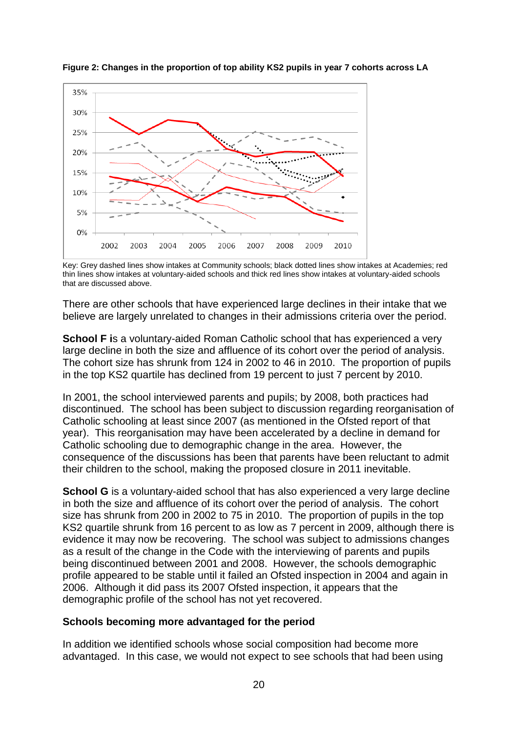**Figure 2: Changes in the proportion of top ability KS2 pupils in year 7 cohorts across LA**

Key: Grey dashed lines show intakes at Community schools; black dotted lines show intakes at Academies; red thin lines show intakes at voluntary-aided schools and thick red lines show intakes at voluntary-aided schools that are discussed above.

There are other schools that have experienced large declines in their intake that we believe are largely unrelated to changes in their admissions criteria over the period.

**School F i**s a voluntary-aided Roman Catholic school that has experienced a very large decline in both the size and affluence of its cohort over the period of analysis. The cohort size has shrunk from 124 in 2002 to 46 in 2010. The proportion of pupils in the top KS2 quartile has declined from 19 percent to just 7 percent by 2010.

In 2001, the school interviewed parents and pupils; by 2008, both practices had discontinued. The school has been subject to discussion regarding reorganisation of Catholic schooling at least since 2007 (as mentioned in the Ofsted report of that year). This reorganisation may have been accelerated by a decline in demand for Catholic schooling due to demographic change in the area. However, the consequence of the discussions has been that parents have been reluctant to admit their children to the school, making the proposed closure in 2011 inevitable.

**School G** is a voluntary-aided school that has also experienced a very large decline in both the size and affluence of its cohort over the period of analysis. The cohort size has shrunk from 200 in 2002 to 75 in 2010. The proportion of pupils in the top KS2 quartile shrunk from 16 percent to as low as 7 percent in 2009, although there is evidence it may now be recovering. The school was subject to admissions changes as a result of the change in the Code with the interviewing of parents and pupils being discontinued between 2001 and 2008. However, the schools demographic profile appeared to be stable until it failed an Ofsted inspection in 2004 and again in 2006. Although it did pass its 2007 Ofsted inspection, it appears that the demographic profile of the school has not yet recovered.

**Schools becoming more advantaged for the period**

In addition we identified schools whose social composition had become more advantaged. In this case, we would not expect to see schools that had been using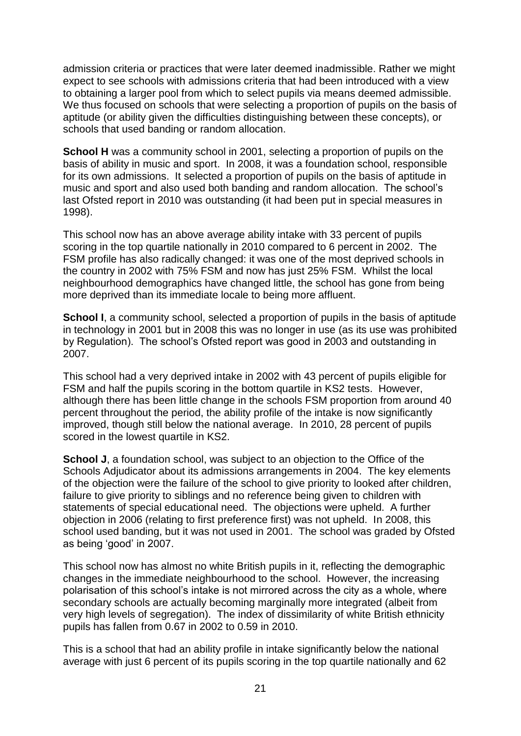admission criteria or practices that were later deemed inadmissible. Rather we might expect to see schools with admissions criteria that had been introduced with a view to obtaining a larger pool from which to select pupils via means deemed admissible. We thus focused on schools that were selecting a proportion of pupils on the basis of aptitude (or ability given the difficulties distinguishing between these concepts), or schools that used banding or random allocation.

**School H** was a community school in 2001, selecting a proportion of pupils on the basis of ability in music and sport. In 2008, it was a foundation school, responsible for its own admissions. It selected a proportion of pupils on the basis of aptitude in music and sport and also used both banding and random allocation. The school's last Ofsted report in 2010 was outstanding (it had been put in special measures in 1998).

This school now has an above average ability intake with 33 percent of pupils scoring in the top quartile nationally in 2010 compared to 6 percent in 2002. The FSM profile has also radically changed: it was one of the most deprived schools in the country in 2002 with 75% FSM and now has just 25% FSM. Whilst the local neighbourhood demographics have changed little, the school has gone from being more deprived than its immediate locale to being more affluent.

**School I**, a community school, selected a proportion of pupils in the basis of aptitude in technology in 2001 but in 2008 this was no longer in use (as its use was prohibited by Regulation). The school's Ofsted report was good in 2003 and outstanding in 2007.

This school had a very deprived intake in 2002 with 43 percent of pupils eligible for FSM and half the pupils scoring in the bottom quartile in KS2 tests. However, although there has been little change in the schools FSM proportion from around 40 percent throughout the period, the ability profile of the intake is now significantly improved, though still below the national average. In 2010, 28 percent of pupils scored in the lowest quartile in KS2.

**School J**, a foundation school, was subject to an objection to the Office of the Schools Adjudicator about its admissions arrangements in 2004. The key elements of the objection were the failure of the school to give priority to looked after children, failure to give priority to siblings and no reference being given to children with statements of special educational need. The objections were upheld. A further objection in 2006 (relating to first preference first) was not upheld. In 2008, this school used banding, but it was not used in 2001. The school was graded by Ofsted as being 'good' in 2007.

This school now has almost no white British pupils in it, reflecting the demographic changes in the immediate neighbourhood to the school. However, the increasing polarisation of this school's intake is not mirrored across the city as a whole, where secondary schools are actually becoming marginally more integrated (albeit from very high levels of segregation). The index of dissimilarity of white British ethnicity pupils has fallen from 0.67 in 2002 to 0.59 in 2010.

This is a school that had an ability profile in intake significantly below the national average with just 6 percent of its pupils scoring in the top quartile nationally and 62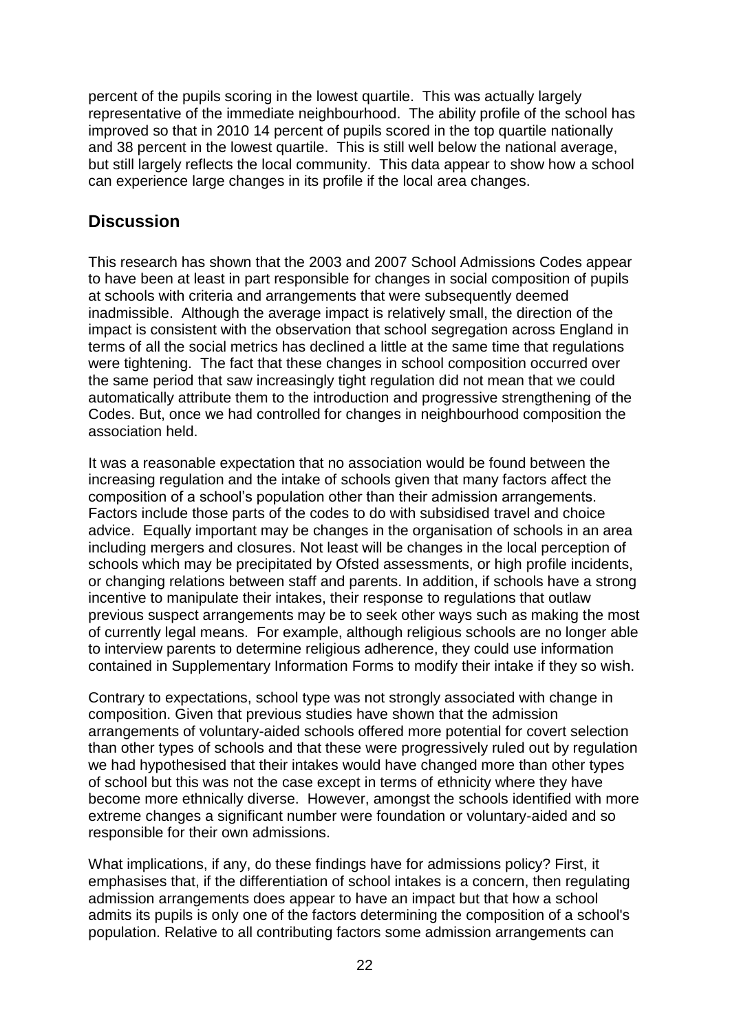percent of the pupils scoring in the lowest quartile. This was actually largely representative of the immediate neighbourhood. The ability profile of the school has improved so that in 2010 14 percent of pupils scored in the top quartile nationally and 38 percent in the lowest quartile. This is still well below the national average, but still largely reflects the local community. This data appear to show how a school can experience large changes in its profile if the local area changes.

## Discussion

This research has shown that the 2003 and 2007 School Admissions Codes appear to have been at least in part responsible for changes in social composition of pupils at schools with criteria and arrangements that were subsequently deemed inadmissible. Although the average impact is relatively small, the direction of the impact is consistent with the observation that school segregation across England in terms of all the social metrics has declined a little at the same time that regulations were tightening. The fact that these changes in school composition occurred over the same period that saw increasingly tight regulation did not mean that we could automatically attribute them to the introduction and progressive strengthening of the Codes. But, once we had controlled for changes in neighbourhood composition the association held.

It was a reasonable expectation that no association would be found between the increasing regulation and the intake of schools given that many factors affect the composition of a school's population other than their admission arrangements. Factors include those parts of the codes to do with subsidised travel and choice advice. Equally important may be changes in the organisation of schools in an area including mergers and closures. Not least will be changes in the local perception of schools which may be precipitated by Ofsted assessments, or high profile incidents, or changing relations between staff and parents. In addition, if schools have a strong incentive to manipulate their intakes, their response to regulations that outlaw previous suspect arrangements may be to seek other ways such as making the most of currently legal means. For example, although religious schools are no longer able to interview parents to determine religious adherence, they could use information contained in Supplementary Information Forms to modify their intake if they so wish.

Contrary to expectations, school type was not strongly associated with change in composition. Given that previous studies have shown that the admission arrangements of voluntary-aided schools offered more potential for covert selection than other types of schools and that these were progressively ruled out by regulation we had hypothesised that their intakes would have changed more than other types of school but this was not the case except in terms of ethnicity where they have become more ethnically diverse. However, amongst the schools identified with more extreme changes a significant number were foundation or voluntary-aided and so responsible for their own admissions.

What implications, if any, do these findings have for admissions policy? First, it emphasises that, if the differentiation of school intakes is a concern, then regulating admission arrangements does appear to have an impact but that how a school admits its pupils is only one of the factors determining the composition of a school's population. Relative to all contributing factors some admission arrangements can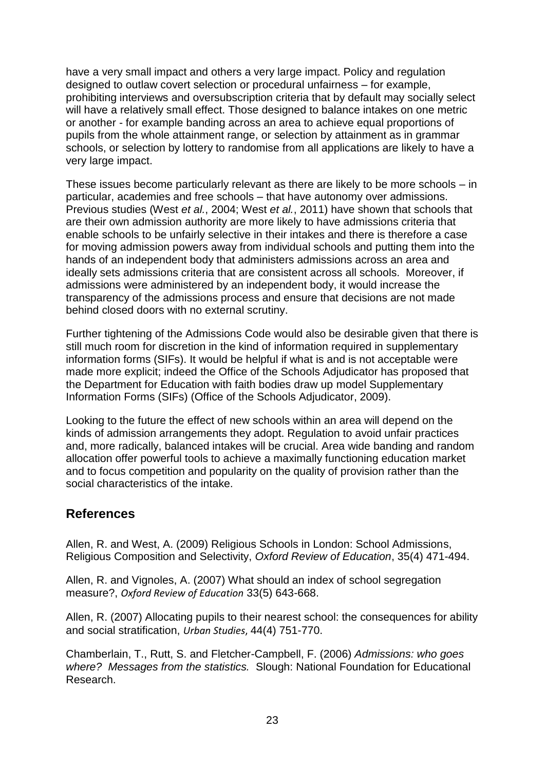have a very small impact and others a very large impact. Policy and regulation designed to outlaw covert selection or procedural unfairness – for example, prohibiting interviews and oversubscription criteria that by default may socially select will have a relatively small effect. Those designed to balance intakes on one metric or another - for example banding across an area to achieve equal proportions of pupils from the whole attainment range, or selection by attainment as in grammar schools, or selection by lottery to randomise from all applications are likely to have a very large impact.

These issues become particularly relevant as there are likely to be more schools – in particular, academies and free schools – that have autonomy over admissions. Previous studies (West *et al.*, 2004; West *et al.*, 2011) have shown that schools that are their own admission authority are more likely to have admissions criteria that enable schools to be unfairly selective in their intakes and there is therefore a case for moving admission powers away from individual schools and putting them into the hands of an independent body that administers admissions across an area and ideally sets admissions criteria that are consistent across all schools. Moreover, if admissions were administered by an independent body, it would increase the transparency of the admissions process and ensure that decisions are not made behind closed doors with no external scrutiny.

Further tightening of the Admissions Code would also be desirable given that there is still much room for discretion in the kind of information required in supplementary information forms (SIFs). It would be helpful if what is and is not acceptable were made more explicit; indeed the Office of the Schools Adjudicator has proposed that the Department for Education with faith bodies draw up model Supplementary Information Forms (SIFs) (Office of the Schools Adjudicator, 2009).

Looking to the future the effect of new schools within an area will depend on the kinds of admission arrangements they adopt. Regulation to avoid unfair practices and, more radically, balanced intakes will be crucial. Area wide banding and random allocation offer powerful tools to achieve a maximally functioning education market and to focus competition and popularity on the quality of provision rather than the social characteristics of the intake.

## References

Allen, R. and West, A. (2009) Religious Schools in London: School Admissions, Religious Composition and Selectivity, *Oxford Review of Education*, 35(4) 471-494.

Allen, R. and Vignoles, A. (2007) What should an index of school segregation measure?, *Oxford Review of Education* 33(5) 643-668.

Allen, R. (2007) Allocating pupils to their nearest school: the consequences for ability and social stratification, *Urban Studies*, 44(4) 751-770.

Chamberlain, T., Rutt, S. and Fletcher-Campbell, F. (2006) *Admissions: who goes where? Messages from the statistics.* Slough: National Foundation for Educational Research.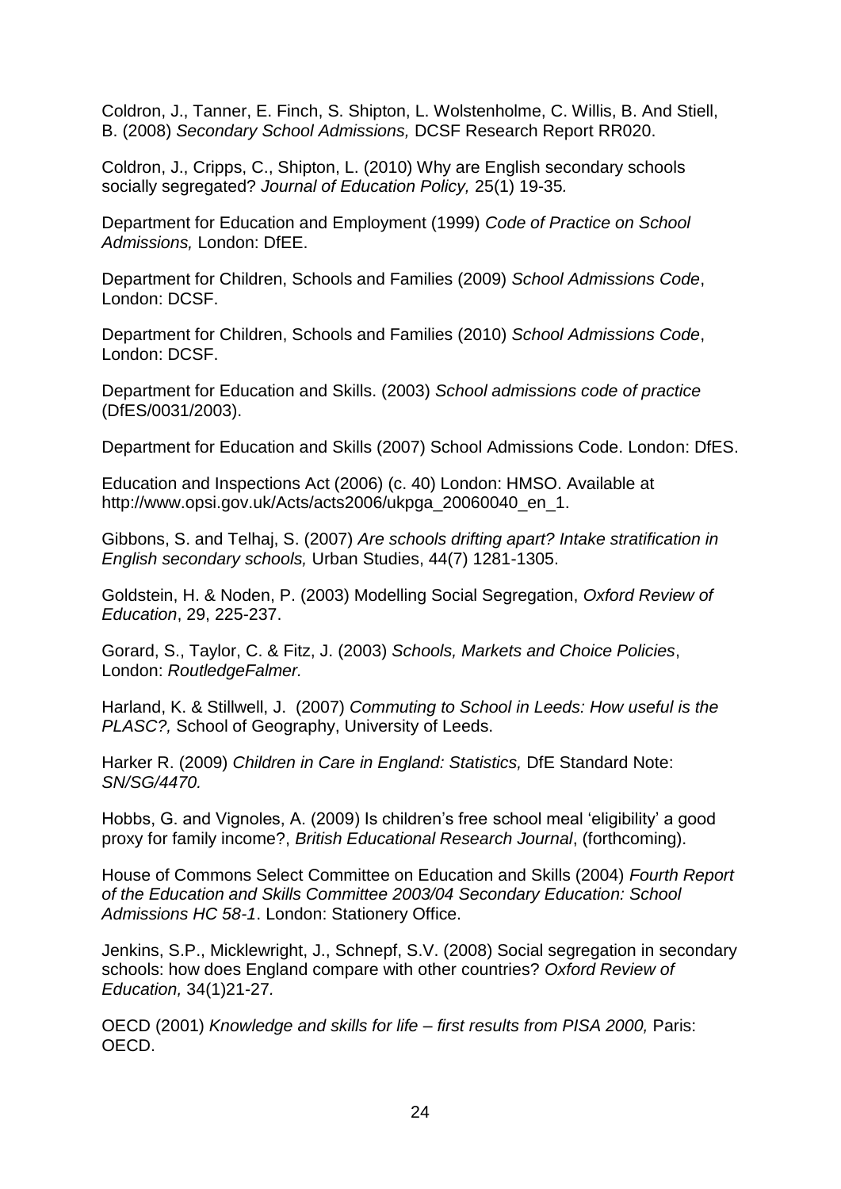Coldron, J., Tanner, E. Finch, S. Shipton, L. Wolstenholme, C. Willis, B. And Stiell, B. (2008) *Secondary School Admissions,* DCSF Research Report RR020.

Coldron, J., Cripps, C., Shipton, L. (2010) Why are English secondary schools socially segregated? *Journal of Education Policy,* 25(1) 19-35*.*

Department for Education and Employment (1999) *Code of Practice on School Admissions,* London: DfEE.

Department for Children, Schools and Families (2009) *School Admissions Code*, London: DCSF.

Department for Children, Schools and Families (2010) *School Admissions Code*, London: DCSF.

Department for Education and Skills. (2003) *School admissions code of practice* (DfES/0031/2003).

Department for Education and Skills (2007) School Admissions Code. London: DfES.

Education and Inspections Act (2006) (c. 40) London: HMSO. Available at http://www.opsi.gov.uk/Acts/acts2006/ukpga_20060040_en_1.

Gibbons, S. and Telhaj, S. (2007) *Are schools drifting apart? Intake stratification in English secondary schools,* Urban Studies, 44(7) 1281-1305.

Goldstein, H. & Noden, P. (2003) Modelling Social Segregation, *Oxford Review of Education*, 29, 225-237.

Gorard, S., Taylor, C. & Fitz, J. (2003) *Schools, Markets and Choice Policies*, London: *RoutledgeFalmer.*

Harland, K. & Stillwell, J. (2007) *Commuting to School in Leeds: How useful is the PLASC?,* School of Geography, University of Leeds.

Harker R. (2009) *Children in Care in England: Statistics,* DfE Standard Note: *SN/SG/4470.*

Hobbs, G. and Vignoles, A. (2009) Is children's free school meal 'eligibility' a good proxy for family income?, *British Educational Research Journal*, (forthcoming).

House of Commons Select Committee on Education and Skills (2004) *Fourth Report of the Education and Skills Committee 2003/04 Secondary Education: School Admissions HC 58-1*. London: Stationery Office.

Jenkins, S.P., Micklewright, J., Schnepf, S.V. (2008) Social segregation in secondary schools: how does England compare with other countries? *Oxford Review of Education,* 34(1)21-27.

OECD (2001) *Knowledge and skills for life – first results from PISA 2000,* Paris: OECD.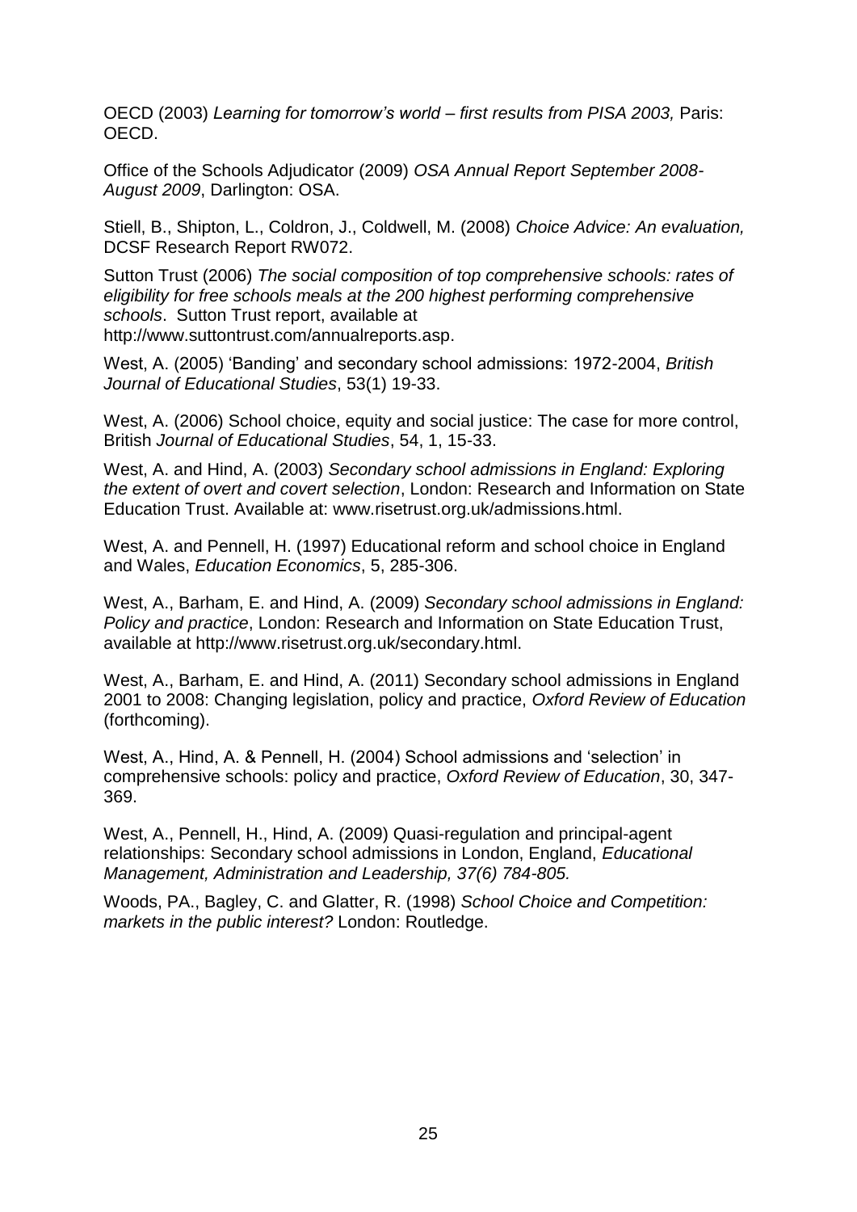OECD (2003) *Learning for tomorrow's world – first results from PISA 2003,* Paris: OECD.

Office of the Schools Adjudicator (2009) *OSA Annual Report September 2008-August 2009*, Darlington: OSA.

Stiell, B., Shipton, L., Coldron, J., Coldwell, M. (2008) *Choice Advice: An evaluation,* DCSF Research Report RW072.

Sutton Trust (2006) *The social composition of top comprehensive schools: rates of eligibility for free schools meals at the 200 highest performing comprehensive schools*. Sutton Trust report, available at http://www.suttontrust.com/annualreports.asp.

West, A. (2005) 'Banding' and secondary school admissions: 1972-2004, *British Journal of Educational Studies*, 53(1) 19-33.

West, A. (2006) School choice, equity and social justice: The case for more control, British *Journal of Educational Studies*, 54, 1, 15-33.

West, A. and Hind, A. (2003) *Secondary school admissions in England: Exploring the extent of overt and covert selection*, London: Research and Information on State Education Trust. Available at: www.risetrust.org.uk/admissions.html.

West, A. and Pennell, H. (1997) Educational reform and school choice in England and Wales, *Education Economics*, 5, 285-306.

West, A., Barham, E. and Hind, A. (2009) *Secondary school admissions in England: Policy and practice*, London: Research and Information on State Education Trust, available at http://www.risetrust.org.uk/secondary.html.

West, A., Barham, E. and Hind, A. (2011) Secondary school admissions in England 2001 to 2008: Changing legislation, policy and practice, *Oxford Review of Education* (forthcoming).

West, A., Hind, A. & Pennell, H. (2004) School admissions and 'selection' in comprehensive schools: policy and practice, *Oxford Review of Education*, 30, 347-369.

West, A., Pennell, H., Hind, A. (2009) Quasi-regulation and principal-agent relationships: Secondary school admissions in London, England, *Educational Management, Administration and Leadership, 37(6) 784-805.*

Woods, PA., Bagley, C. and Glatter, R. (1998) *School Choice and Competition: markets in the public interest?* London: Routledge.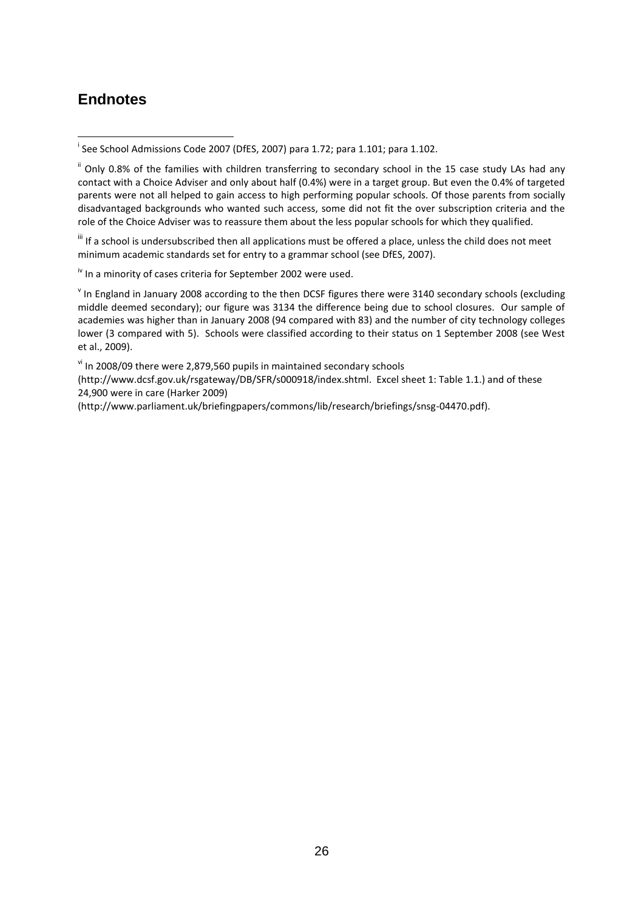## Endnotes

[i] See School Admissions Code 2007 (DfES, 2007) para 1.72; para 1.101; para 1.102.

[ii] Only 0.8% of the families with children transferring to secondary school in the 15 case study LAs had any contact with a Choice Adviser and only about half (0.4%) were in a target group. But even the 0.4% of targeted parents were not all helped to gain access to high performing popular schools. Of those parents from socially disadvantaged backgrounds who wanted such access, some did not fit the over subscription criteria and the role of the Choice Adviser was to reassure them about the less popular schools for which they qualified.

[iii] If a school is undersubscribed then all applications must be offered a place, unless the child does not meet minimum academic standards set for entry to a grammar school (see DfES, 2007).

[iv] In a minority of cases criteria for September 2002 were used.

[v] In England in January 2008 according to the then DCSF figures there were 3140 secondary schools (excluding middle deemed secondary); our figure was 3134 the difference being due to school closures. Our sample of academies was higher than in January 2008 (94 compared with 83) and the number of city technology colleges lower (3 compared with 5). Schools were classified according to their status on 1 September 2008 (see West et al., 2009).

[vi] In 2008/09 there were 2,879,560 pupils in maintained secondary schools (http://www.dcsf.gov.uk/rsgateway/DB/SFR/s000918/index.shtml. Excel sheet 1: Table 1.1.) and of these 24,900 were in care (Harker 2009) (http://www.parliament.uk/briefingpapers/commons/lib/research/briefings/snsg-04470.pdf).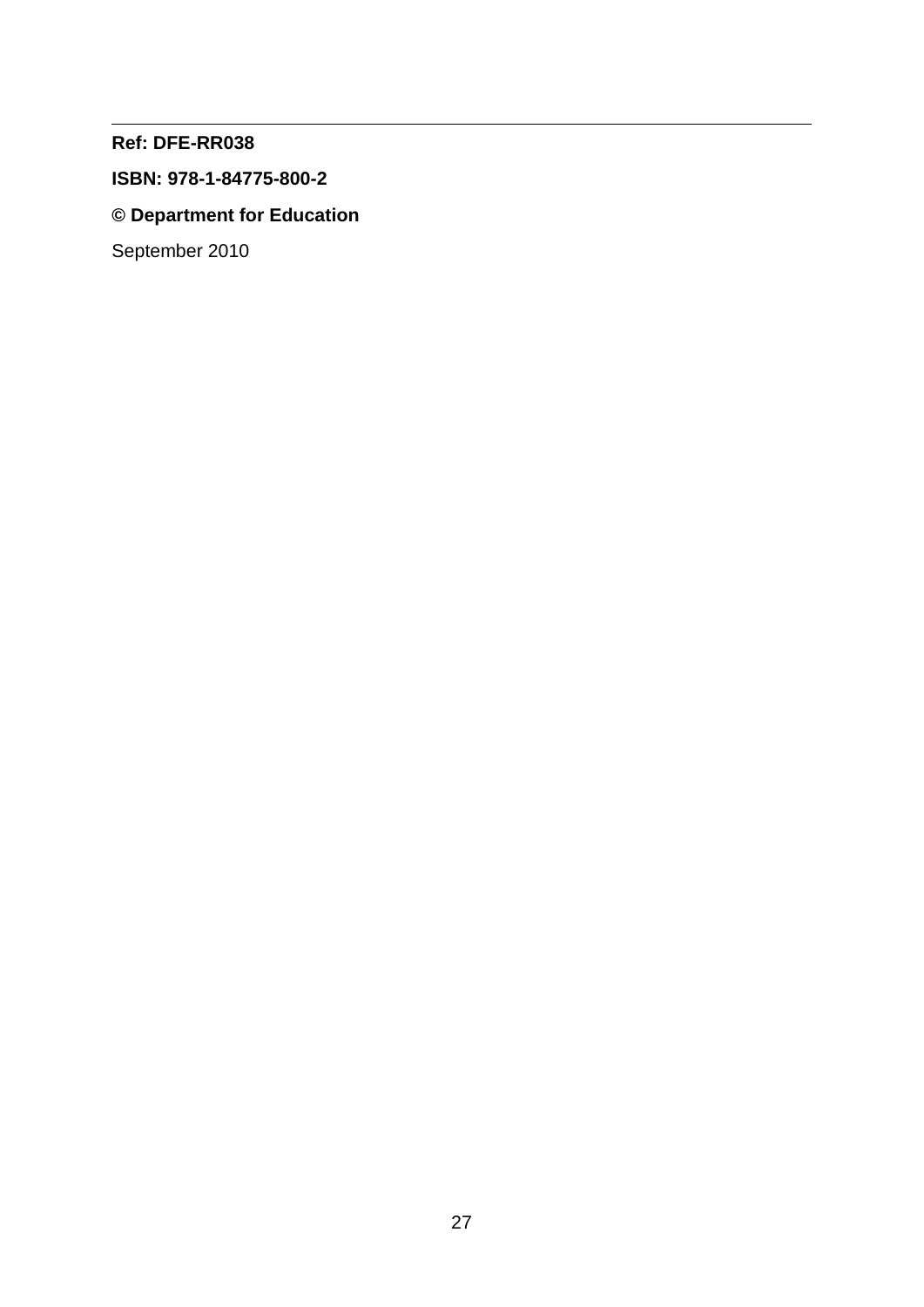---

**Ref: DFE-RR038**

**ISBN: 978-1-84775-800-2**

**© Department for Education**

September 2010